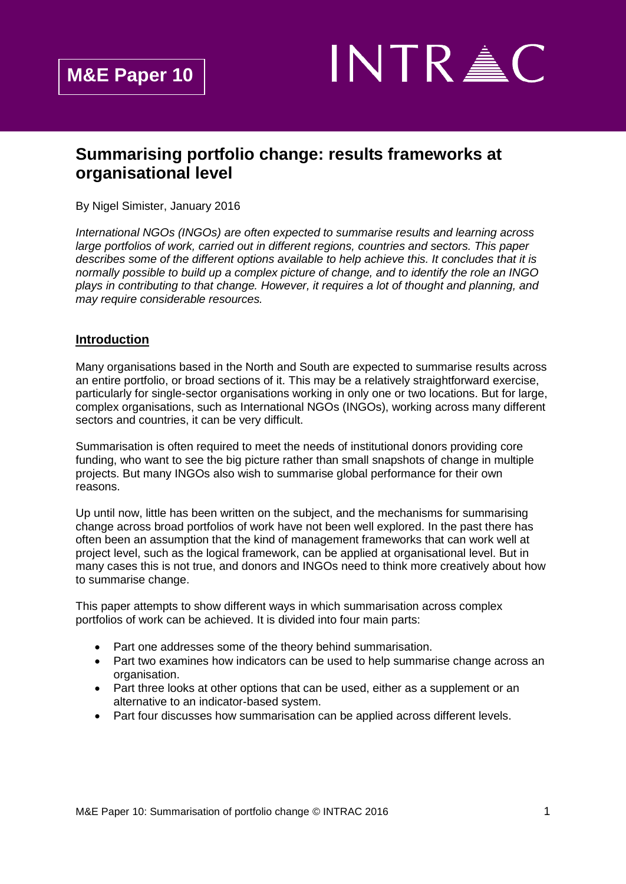**M&E Paper 10**

INTRAC

# Summarising portfolio change: results frameworks at organisational level

By Nigel Simister, January 2016

*International NGOs (INGOs) are often expected to summarise results and learning across large portfolios of work, carried out in different regions, countries and sectors. This paper describes some of the different options available to help achieve this. It concludes that it is normally possible to build up a complex picture of change, and to identify the role an INGO plays in contributing to that change. However, it requires a lot of thought and planning, and may require considerable resources.*

## Introduction

Many organisations based in the North and South are expected to summarise results across an entire portfolio, or broad sections of it. This may be a relatively straightforward exercise, particularly for single-sector organisations working in only one or two locations. But for large, complex organisations, such as International NGOs (INGOs), working across many different sectors and countries, it can be very difficult.

Summarisation is often required to meet the needs of institutional donors providing core funding, who want to see the big picture rather than small snapshots of change in multiple projects. But many INGOs also wish to summarise global performance for their own reasons.

Up until now, little has been written on the subject, and the mechanisms for summarising change across broad portfolios of work have not been well explored. In the past there has often been an assumption that the kind of management frameworks that can work well at project level, such as the logical framework, can be applied at organisational level. But in many cases this is not true, and donors and INGOs need to think more creatively about how to summarise change.

This paper attempts to show different ways in which summarisation across complex portfolios of work can be achieved. It is divided into four main parts:

- Part one addresses some of the theory behind summarisation.
- Part two examines how indicators can be used to help summarise change across an organisation.
- Part three looks at other options that can be used, either as a supplement or an alternative to an indicator-based system.
- Part four discusses how summarisation can be applied across different levels.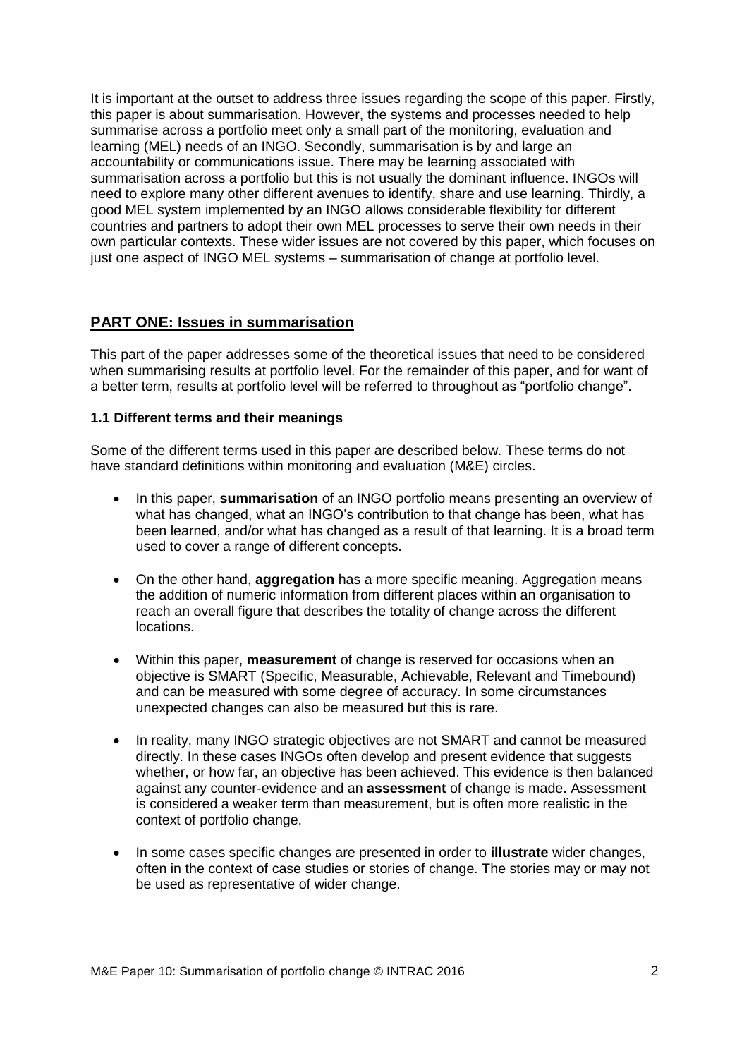It is important at the outset to address three issues regarding the scope of this paper. Firstly, this paper is about summarisation. However, the systems and processes needed to help summarise across a portfolio meet only a small part of the monitoring, evaluation and learning (MEL) needs of an INGO. Secondly, summarisation is by and large an accountability or communications issue. There may be learning associated with summarisation across a portfolio but this is not usually the dominant influence. INGOs will need to explore many other different avenues to identify, share and use learning. Thirdly, a good MEL system implemented by an INGO allows considerable flexibility for different countries and partners to adopt their own MEL processes to serve their own needs in their own particular contexts. These wider issues are not covered by this paper, which focuses on just one aspect of INGO MEL systems – summarisation of change at portfolio level.

## PART ONE: Issues in summarisation

This part of the paper addresses some of the theoretical issues that need to be considered when summarising results at portfolio level. For the remainder of this paper, and for want of a better term, results at portfolio level will be referred to throughout as "portfolio change".

### 1.1 Different terms and their meanings

Some of the different terms used in this paper are described below. These terms do not have standard definitions within monitoring and evaluation (M&E) circles.

- In this paper, **summarisation** of an INGO portfolio means presenting an overview of what has changed, what an INGO's contribution to that change has been, what has been learned, and/or what has changed as a result of that learning. It is a broad term used to cover a range of different concepts.

- On the other hand, **aggregation** has a more specific meaning. Aggregation means the addition of numeric information from different places within an organisation to reach an overall figure that describes the totality of change across the different locations.

- Within this paper, **measurement** of change is reserved for occasions when an objective is SMART (Specific, Measurable, Achievable, Relevant and Timebound) and can be measured with some degree of accuracy. In some circumstances unexpected changes can also be measured but this is rare.

- In reality, many INGO strategic objectives are not SMART and cannot be measured directly. In these cases INGOs often develop and present evidence that suggests whether, or how far, an objective has been achieved. This evidence is then balanced against any counter-evidence and an **assessment** of change is made. Assessment is considered a weaker term than measurement, but is often more realistic in the context of portfolio change.

- In some cases specific changes are presented in order to **illustrate** wider changes, often in the context of case studies or stories of change. The stories may or may not be used as representative of wider change.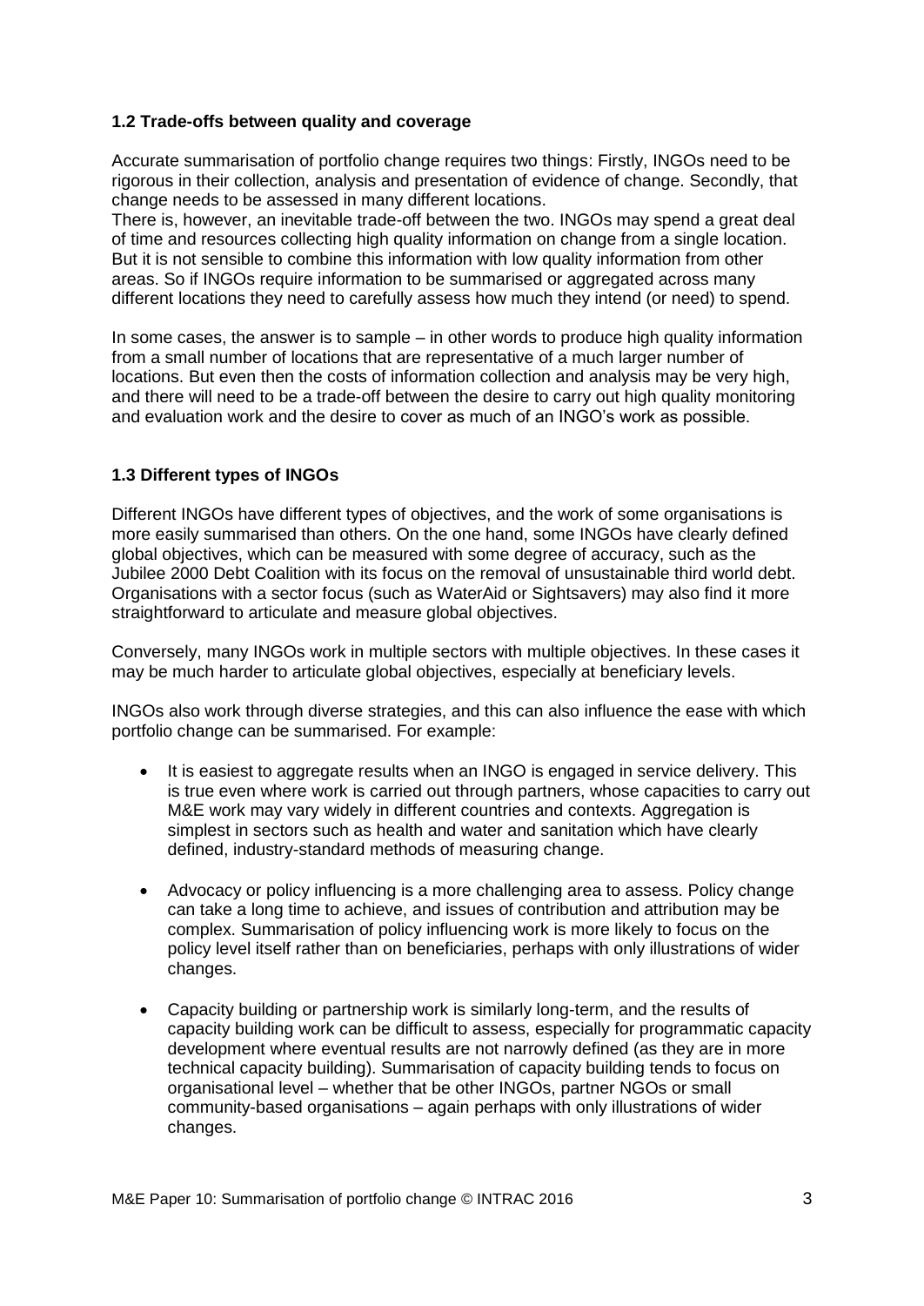### 1.2 Trade-offs between quality and coverage

Accurate summarisation of portfolio change requires two things: Firstly, INGOs need to be rigorous in their collection, analysis and presentation of evidence of change. Secondly, that change needs to be assessed in many different locations.

There is, however, an inevitable trade-off between the two. INGOs may spend a great deal of time and resources collecting high quality information on change from a single location. But it is not sensible to combine this information with low quality information from other areas. So if INGOs require information to be summarised or aggregated across many different locations they need to carefully assess how much they intend (or need) to spend.

In some cases, the answer is to sample – in other words to produce high quality information from a small number of locations that are representative of a much larger number of locations. But even then the costs of information collection and analysis may be very high, and there will need to be a trade-off between the desire to carry out high quality monitoring and evaluation work and the desire to cover as much of an INGO's work as possible.

### 1.3 Different types of INGOs

Different INGOs have different types of objectives, and the work of some organisations is more easily summarised than others. On the one hand, some INGOs have clearly defined global objectives, which can be measured with some degree of accuracy, such as the Jubilee 2000 Debt Coalition with its focus on the removal of unsustainable third world debt. Organisations with a sector focus (such as WaterAid or Sightsavers) may also find it more straightforward to articulate and measure global objectives.

Conversely, many INGOs work in multiple sectors with multiple objectives. In these cases it may be much harder to articulate global objectives, especially at beneficiary levels.

INGOs also work through diverse strategies, and this can also influence the ease with which portfolio change can be summarised. For example:

- It is easiest to aggregate results when an INGO is engaged in service delivery. This is true even where work is carried out through partners, whose capacities to carry out M&E work may vary widely in different countries and contexts. Aggregation is simplest in sectors such as health and water and sanitation which have clearly defined, industry-standard methods of measuring change.

- Advocacy or policy influencing is a more challenging area to assess. Policy change can take a long time to achieve, and issues of contribution and attribution may be complex. Summarisation of policy influencing work is more likely to focus on the policy level itself rather than on beneficiaries, perhaps with only illustrations of wider changes.

- Capacity building or partnership work is similarly long-term, and the results of capacity building work can be difficult to assess, especially for programmatic capacity development where eventual results are not narrowly defined (as they are in more technical capacity building). Summarisation of capacity building tends to focus on organisational level – whether that be other INGOs, partner NGOs or small community-based organisations – again perhaps with only illustrations of wider changes.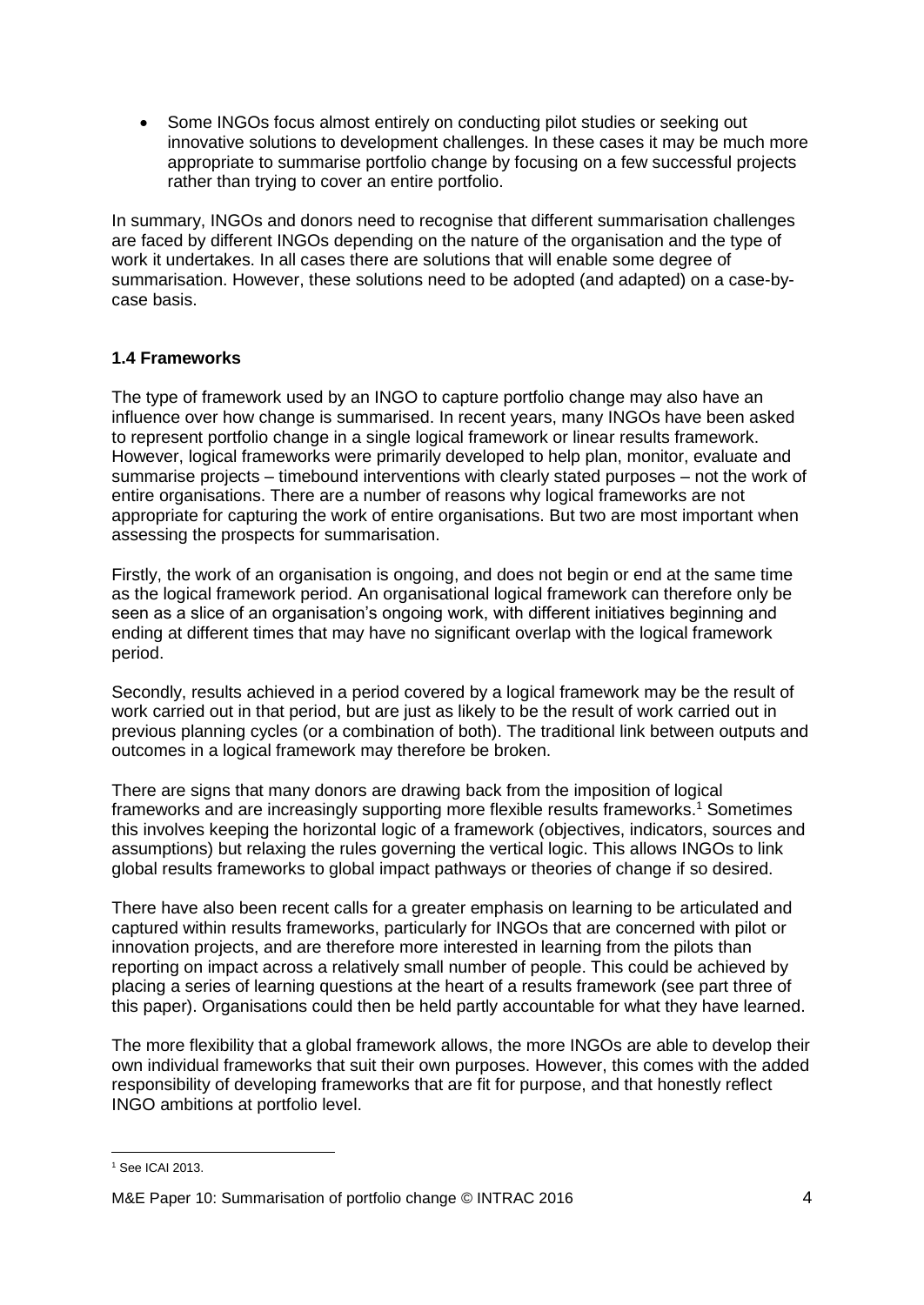- Some INGOs focus almost entirely on conducting pilot studies or seeking out innovative solutions to development challenges. In these cases it may be much more appropriate to summarise portfolio change by focusing on a few successful projects rather than trying to cover an entire portfolio.

In summary, INGOs and donors need to recognise that different summarisation challenges are faced by different INGOs depending on the nature of the organisation and the type of work it undertakes. In all cases there are solutions that will enable some degree of summarisation. However, these solutions need to be adopted (and adapted) on a case-by-case basis.

### 1.4 Frameworks

The type of framework used by an INGO to capture portfolio change may also have an influence over how change is summarised. In recent years, many INGOs have been asked to represent portfolio change in a single logical framework or linear results framework. However, logical frameworks were primarily developed to help plan, monitor, evaluate and summarise projects – timebound interventions with clearly stated purposes – not the work of entire organisations. There are a number of reasons why logical frameworks are not appropriate for capturing the work of entire organisations. But two are most important when assessing the prospects for summarisation.

Firstly, the work of an organisation is ongoing, and does not begin or end at the same time as the logical framework period. An organisational logical framework can therefore only be seen as a slice of an organisation's ongoing work, with different initiatives beginning and ending at different times that may have no significant overlap with the logical framework period.

Secondly, results achieved in a period covered by a logical framework may be the result of work carried out in that period, but are just as likely to be the result of work carried out in previous planning cycles (or a combination of both). The traditional link between outputs and outcomes in a logical framework may therefore be broken.

There are signs that many donors are drawing back from the imposition of logical frameworks and are increasingly supporting more flexible results frameworks.[1] Sometimes this involves keeping the horizontal logic of a framework (objectives, indicators, sources and assumptions) but relaxing the rules governing the vertical logic. This allows INGOs to link global results frameworks to global impact pathways or theories of change if so desired.

There have also been recent calls for a greater emphasis on learning to be articulated and captured within results frameworks, particularly for INGOs that are concerned with pilot or innovation projects, and are therefore more interested in learning from the pilots than reporting on impact across a relatively small number of people. This could be achieved by placing a series of learning questions at the heart of a results framework (see part three of this paper). Organisations could then be held partly accountable for what they have learned.

The more flexibility that a global framework allows, the more INGOs are able to develop their own individual frameworks that suit their own purposes. However, this comes with the added responsibility of developing frameworks that are fit for purpose, and that honestly reflect INGO ambitions at portfolio level.

[1] See ICAI 2013.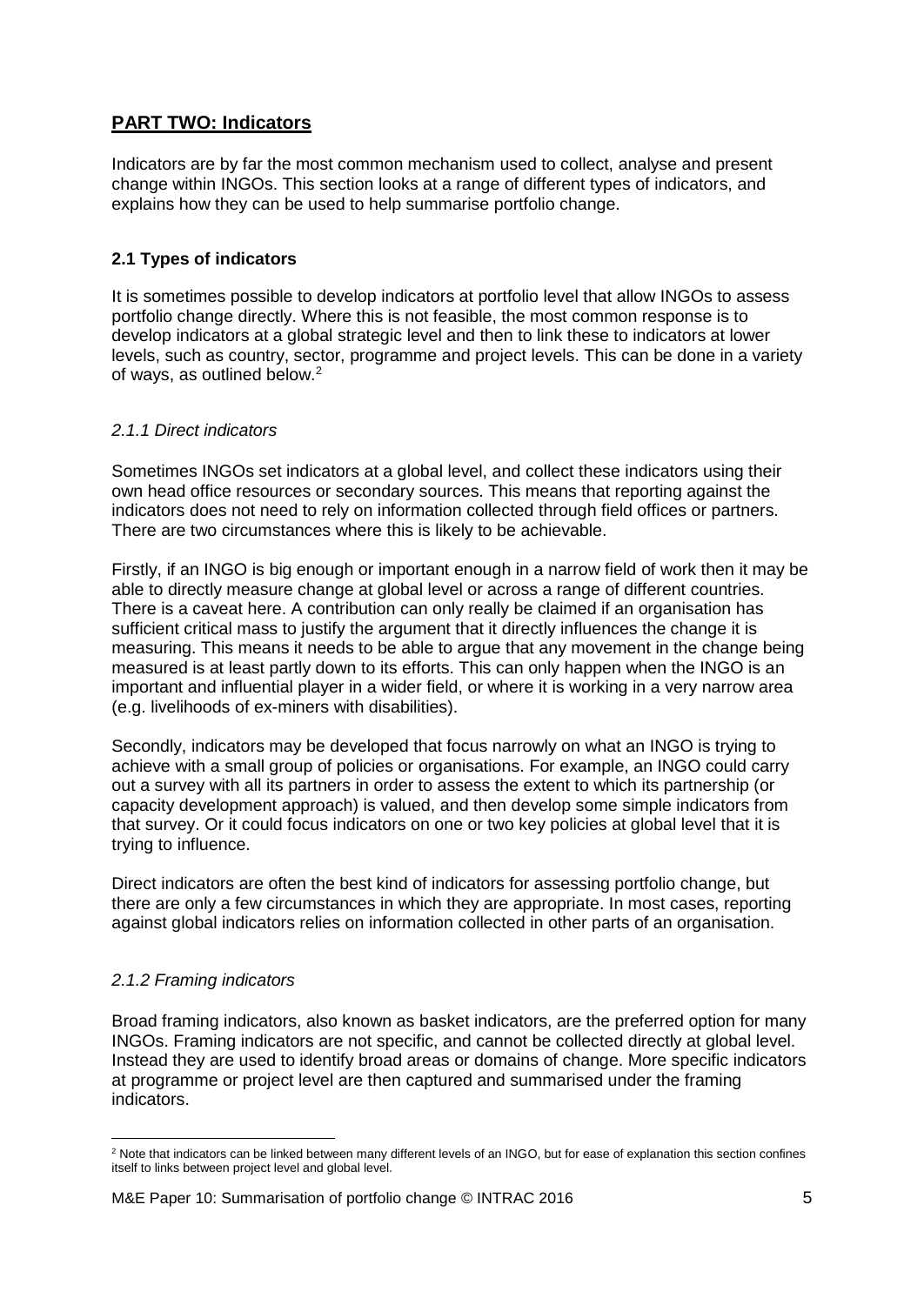## PART TWO: Indicators

Indicators are by far the most common mechanism used to collect, analyse and present change within INGOs. This section looks at a range of different types of indicators, and explains how they can be used to help summarise portfolio change.

### 2.1 Types of indicators

It is sometimes possible to develop indicators at portfolio level that allow INGOs to assess portfolio change directly. Where this is not feasible, the most common response is to develop indicators at a global strategic level and then to link these to indicators at lower levels, such as country, sector, programme and project levels. This can be done in a variety of ways, as outlined below.[2]

#### *2.1.1 Direct indicators*

Sometimes INGOs set indicators at a global level, and collect these indicators using their own head office resources or secondary sources. This means that reporting against the indicators does not need to rely on information collected through field offices or partners. There are two circumstances where this is likely to be achievable.

Firstly, if an INGO is big enough or important enough in a narrow field of work then it may be able to directly measure change at global level or across a range of different countries. There is a caveat here. A contribution can only really be claimed if an organisation has sufficient critical mass to justify the argument that it directly influences the change it is measuring. This means it needs to be able to argue that any movement in the change being measured is at least partly down to its efforts. This can only happen when the INGO is an important and influential player in a wider field, or where it is working in a very narrow area (e.g. livelihoods of ex-miners with disabilities).

Secondly, indicators may be developed that focus narrowly on what an INGO is trying to achieve with a small group of policies or organisations. For example, an INGO could carry out a survey with all its partners in order to assess the extent to which its partnership (or capacity development approach) is valued, and then develop some simple indicators from that survey. Or it could focus indicators on one or two key policies at global level that it is trying to influence.

Direct indicators are often the best kind of indicators for assessing portfolio change, but there are only a few circumstances in which they are appropriate. In most cases, reporting against global indicators relies on information collected in other parts of an organisation.

#### *2.1.2 Framing indicators*

Broad framing indicators, also known as basket indicators, are the preferred option for many INGOs. Framing indicators are not specific, and cannot be collected directly at global level. Instead they are used to identify broad areas or domains of change. More specific indicators at programme or project level are then captured and summarised under the framing indicators.

[2] Note that indicators can be linked between many different levels of an INGO, but for ease of explanation this section confines itself to links between project level and global level.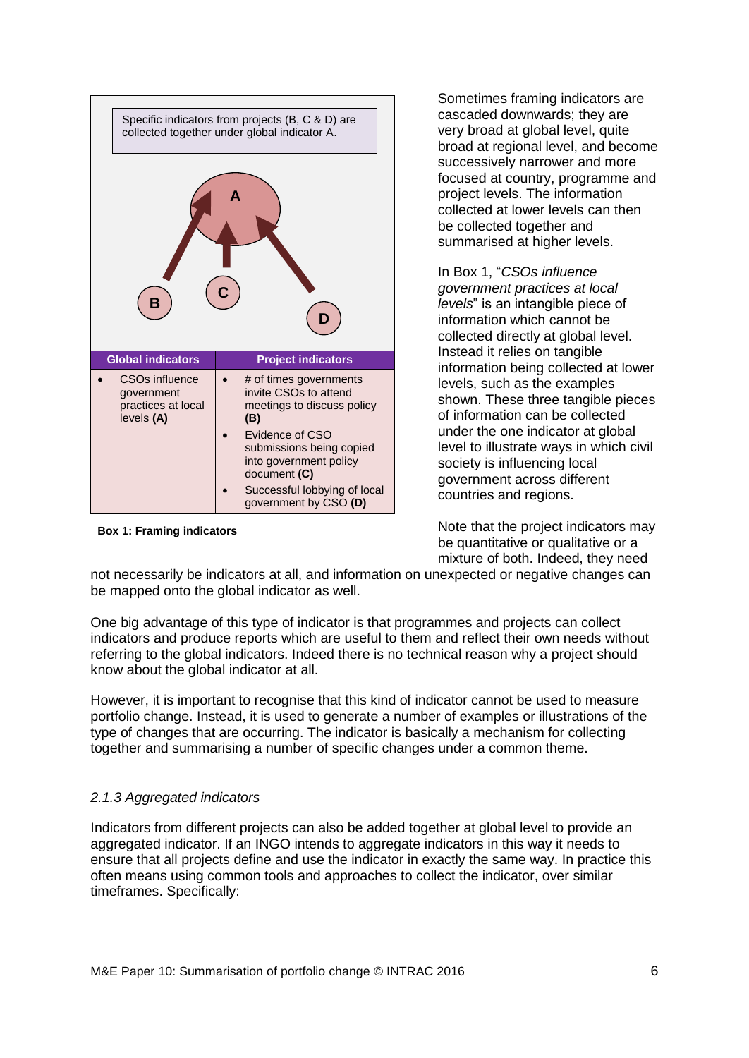Specific indicators from projects (B, C & D) are collected together under global indicator A.

| Global indicators | Project indicators |
|---|---|
| • CSOs influence government practices at local levels **(A)** | • # of times governments invite CSOs to attend meetings to discuss policy **(B)**<br>• Evidence of CSO submissions being copied into government policy document **(C)**<br>• Successful lobbying of local government by CSO **(D)** |

**Box 1: Framing indicators**

Sometimes framing indicators are cascaded downwards; they are very broad at global level, quite broad at regional level, and become successively narrower and more focused at country, programme and project levels. The information collected at lower levels can then be collected together and summarised at higher levels.

In Box 1, "*CSOs influence government practices at local levels*" is an intangible piece of information which cannot be collected directly at global level. Instead it relies on tangible information being collected at lower levels, such as the examples shown. These three tangible pieces of information can be collected under the one indicator at global level to illustrate ways in which civil society is influencing local government across different countries and regions.

Note that the project indicators may be quantitative or qualitative or a mixture of both. Indeed, they need not necessarily be indicators at all, and information on unexpected or negative changes can be mapped onto the global indicator as well.

One big advantage of this type of indicator is that programmes and projects can collect indicators and produce reports which are useful to them and reflect their own needs without referring to the global indicators. Indeed there is no technical reason why a project should know about the global indicator at all.

However, it is important to recognise that this kind of indicator cannot be used to measure portfolio change. Instead, it is used to generate a number of examples or illustrations of the type of changes that are occurring. The indicator is basically a mechanism for collecting together and summarising a number of specific changes under a common theme.

### *2.1.3 Aggregated indicators*

Indicators from different projects can also be added together at global level to provide an aggregated indicator. If an INGO intends to aggregate indicators in this way it needs to ensure that all projects define and use the indicator in exactly the same way. In practice this often means using common tools and approaches to collect the indicator, over similar timeframes. Specifically: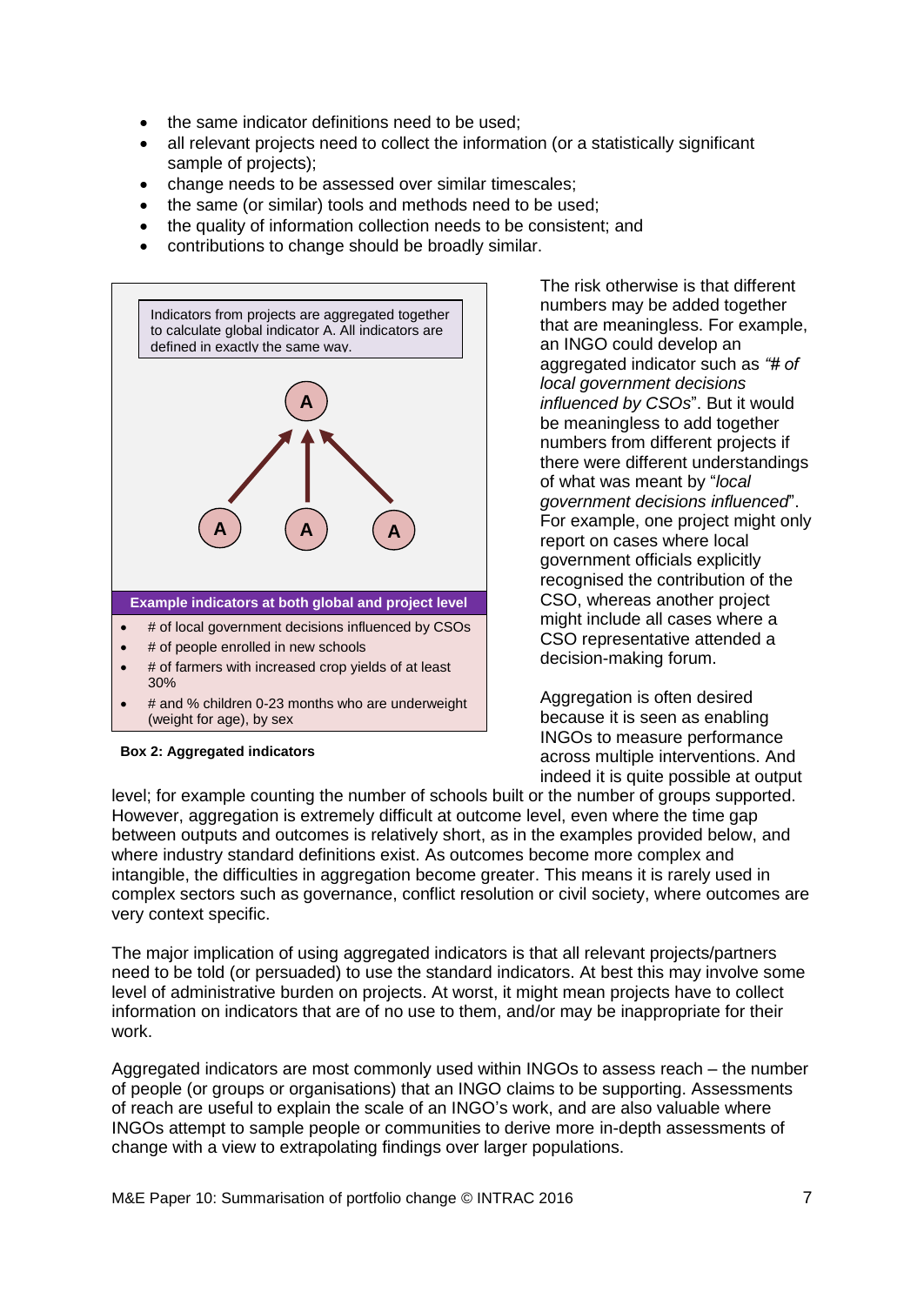- the same indicator definitions need to be used;
- all relevant projects need to collect the information (or a statistically significant sample of projects);
- change needs to be assessed over similar timescales;
- the same (or similar) tools and methods need to be used;
- the quality of information collection needs to be consistent; and
- contributions to change should be broadly similar.

Indicators from projects are aggregated together to calculate global indicator A. All indicators are defined in exactly the same way.

**Example indicators at both global and project level**

- # of local government decisions influenced by CSOs
- # of people enrolled in new schools
- # of farmers with increased crop yields of at least 30%
- # and % children 0-23 months who are underweight (weight for age), by sex

**Box 2: Aggregated indicators**

The risk otherwise is that different numbers may be added together that are meaningless. For example, an INGO could develop an aggregated indicator such as *"# of local government decisions influenced by CSOs*". But it would be meaningless to add together numbers from different projects if there were different understandings of what was meant by "*local government decisions influenced*". For example, one project might only report on cases where local government officials explicitly recognised the contribution of the CSO, whereas another project might include all cases where a CSO representative attended a decision-making forum.

Aggregation is often desired because it is seen as enabling INGOs to measure performance across multiple interventions. And indeed it is quite possible at output level; for example counting the number of schools built or the number of groups supported. However, aggregation is extremely difficult at outcome level, even where the time gap between outputs and outcomes is relatively short, as in the examples provided below, and where industry standard definitions exist. As outcomes become more complex and intangible, the difficulties in aggregation become greater. This means it is rarely used in complex sectors such as governance, conflict resolution or civil society, where outcomes are very context specific.

The major implication of using aggregated indicators is that all relevant projects/partners need to be told (or persuaded) to use the standard indicators. At best this may involve some level of administrative burden on projects. At worst, it might mean projects have to collect information on indicators that are of no use to them, and/or may be inappropriate for their work.

Aggregated indicators are most commonly used within INGOs to assess reach – the number of people (or groups or organisations) that an INGO claims to be supporting. Assessments of reach are useful to explain the scale of an INGO's work, and are also valuable where INGOs attempt to sample people or communities to derive more in-depth assessments of change with a view to extrapolating findings over larger populations.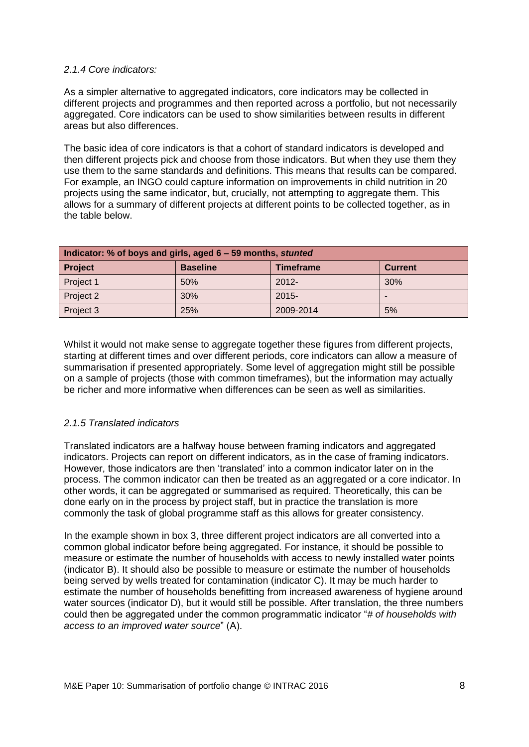*2.1.4 Core indicators:*

As a simpler alternative to aggregated indicators, core indicators may be collected in different projects and programmes and then reported across a portfolio, but not necessarily aggregated. Core indicators can be used to show similarities between results in different areas but also differences.

The basic idea of core indicators is that a cohort of standard indicators is developed and then different projects pick and choose from those indicators. But when they use them they use them to the same standards and definitions. This means that results can be compared. For example, an INGO could capture information on improvements in child nutrition in 20 projects using the same indicator, but, crucially, not attempting to aggregate them. This allows for a summary of different projects at different points to be collected together, as in the table below.

| **Indicator: % of boys and girls, aged 6 – 59 months, *stunted*** | | | |
|---|---|---|---|
| **Project** | **Baseline** | **Timeframe** | **Current** |
| Project 1 | 50% | 2012- | 30% |
| Project 2 | 30% | 2015- | - |
| Project 3 | 25% | 2009-2014 | 5% |

Whilst it would not make sense to aggregate together these figures from different projects, starting at different times and over different periods, core indicators can allow a measure of summarisation if presented appropriately. Some level of aggregation might still be possible on a sample of projects (those with common timeframes), but the information may actually be richer and more informative when differences can be seen as well as similarities.

*2.1.5 Translated indicators*

Translated indicators are a halfway house between framing indicators and aggregated indicators. Projects can report on different indicators, as in the case of framing indicators. However, those indicators are then 'translated' into a common indicator later on in the process. The common indicator can then be treated as an aggregated or a core indicator. In other words, it can be aggregated or summarised as required. Theoretically, this can be done early on in the process by project staff, but in practice the translation is more commonly the task of global programme staff as this allows for greater consistency.

In the example shown in box 3, three different project indicators are all converted into a common global indicator before being aggregated. For instance, it should be possible to measure or estimate the number of households with access to newly installed water points (indicator B). It should also be possible to measure or estimate the number of households being served by wells treated for contamination (indicator C). It may be much harder to estimate the number of households benefitting from increased awareness of hygiene around water sources (indicator D), but it would still be possible. After translation, the three numbers could then be aggregated under the common programmatic indicator "*# of households with access to an improved water source*" (A).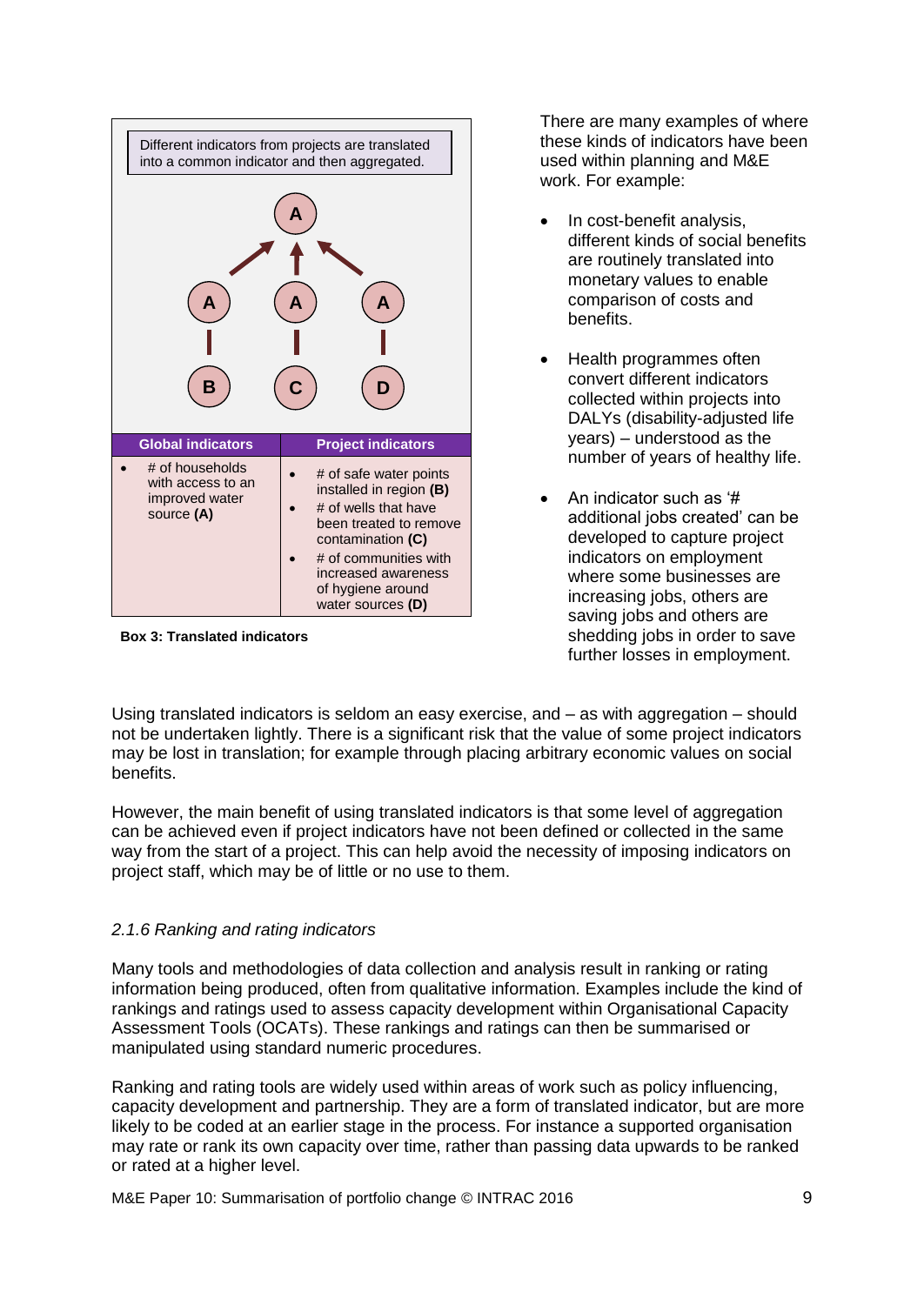Different indicators from projects are translated into a common indicator and then aggregated.

| Global indicators | Project indicators |
| --- | --- |
| • # of households with access to an improved water source **(A)** | • # of safe water points installed in region **(B)** <br> • # of wells that have been treated to remove contamination **(C)** <br> • # of communities with increased awareness of hygiene around water sources **(D)** |

**Box 3: Translated indicators**

There are many examples of where these kinds of indicators have been used within planning and M&E work. For example:

- In cost-benefit analysis, different kinds of social benefits are routinely translated into monetary values to enable comparison of costs and benefits.
- Health programmes often convert different indicators collected within projects into DALYs (disability-adjusted life years) – understood as the number of years of healthy life.
- An indicator such as '# additional jobs created' can be developed to capture project indicators on employment where some businesses are increasing jobs, others are saving jobs and others are shedding jobs in order to save further losses in employment.

Using translated indicators is seldom an easy exercise, and – as with aggregation – should not be undertaken lightly. There is a significant risk that the value of some project indicators may be lost in translation; for example through placing arbitrary economic values on social benefits.

However, the main benefit of using translated indicators is that some level of aggregation can be achieved even if project indicators have not been defined or collected in the same way from the start of a project. This can help avoid the necessity of imposing indicators on project staff, which may be of little or no use to them.

### *2.1.6 Ranking and rating indicators*

Many tools and methodologies of data collection and analysis result in ranking or rating information being produced, often from qualitative information. Examples include the kind of rankings and ratings used to assess capacity development within Organisational Capacity Assessment Tools (OCATs). These rankings and ratings can then be summarised or manipulated using standard numeric procedures.

Ranking and rating tools are widely used within areas of work such as policy influencing, capacity development and partnership. They are a form of translated indicator, but are more likely to be coded at an earlier stage in the process. For instance a supported organisation may rate or rank its own capacity over time, rather than passing data upwards to be ranked or rated at a higher level.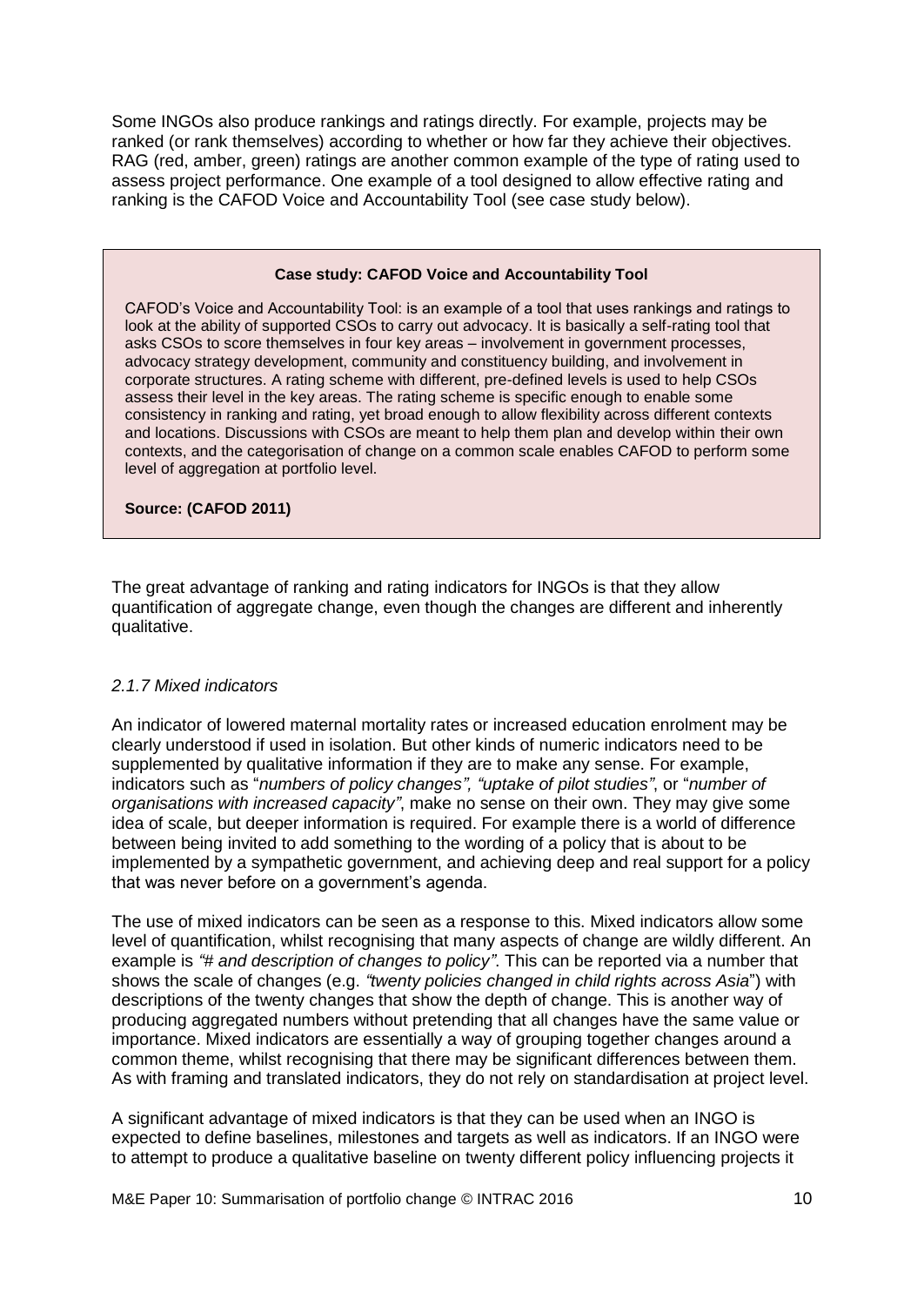Some INGOs also produce rankings and ratings directly. For example, projects may be ranked (or rank themselves) according to whether or how far they achieve their objectives. RAG (red, amber, green) ratings are another common example of the type of rating used to assess project performance. One example of a tool designed to allow effective rating and ranking is the CAFOD Voice and Accountability Tool (see case study below).

> **Case study: CAFOD Voice and Accountability Tool**
>
> CAFOD's Voice and Accountability Tool: is an example of a tool that uses rankings and ratings to look at the ability of supported CSOs to carry out advocacy. It is basically a self-rating tool that asks CSOs to score themselves in four key areas – involvement in government processes, advocacy strategy development, community and constituency building, and involvement in corporate structures. A rating scheme with different, pre-defined levels is used to help CSOs assess their level in the key areas. The rating scheme is specific enough to enable some consistency in ranking and rating, yet broad enough to allow flexibility across different contexts and locations. Discussions with CSOs are meant to help them plan and develop within their own contexts, and the categorisation of change on a common scale enables CAFOD to perform some level of aggregation at portfolio level.
>
> **Source: (CAFOD 2011)**

The great advantage of ranking and rating indicators for INGOs is that they allow quantification of aggregate change, even though the changes are different and inherently qualitative.

### *2.1.7 Mixed indicators*

An indicator of lowered maternal mortality rates or increased education enrolment may be clearly understood if used in isolation. But other kinds of numeric indicators need to be supplemented by qualitative information if they are to make any sense. For example, indicators such as "*numbers of policy changes", "uptake of pilot studies"*, or "*number of organisations with increased capacity"*, make no sense on their own. They may give some idea of scale, but deeper information is required. For example there is a world of difference between being invited to add something to the wording of a policy that is about to be implemented by a sympathetic government, and achieving deep and real support for a policy that was never before on a government's agenda.

The use of mixed indicators can be seen as a response to this. Mixed indicators allow some level of quantification, whilst recognising that many aspects of change are wildly different. An example is *"# and description of changes to policy"*. This can be reported via a number that shows the scale of changes (e.g. *"twenty policies changed in child rights across Asia*") with descriptions of the twenty changes that show the depth of change. This is another way of producing aggregated numbers without pretending that all changes have the same value or importance. Mixed indicators are essentially a way of grouping together changes around a common theme, whilst recognising that there may be significant differences between them. As with framing and translated indicators, they do not rely on standardisation at project level.

A significant advantage of mixed indicators is that they can be used when an INGO is expected to define baselines, milestones and targets as well as indicators. If an INGO were to attempt to produce a qualitative baseline on twenty different policy influencing projects it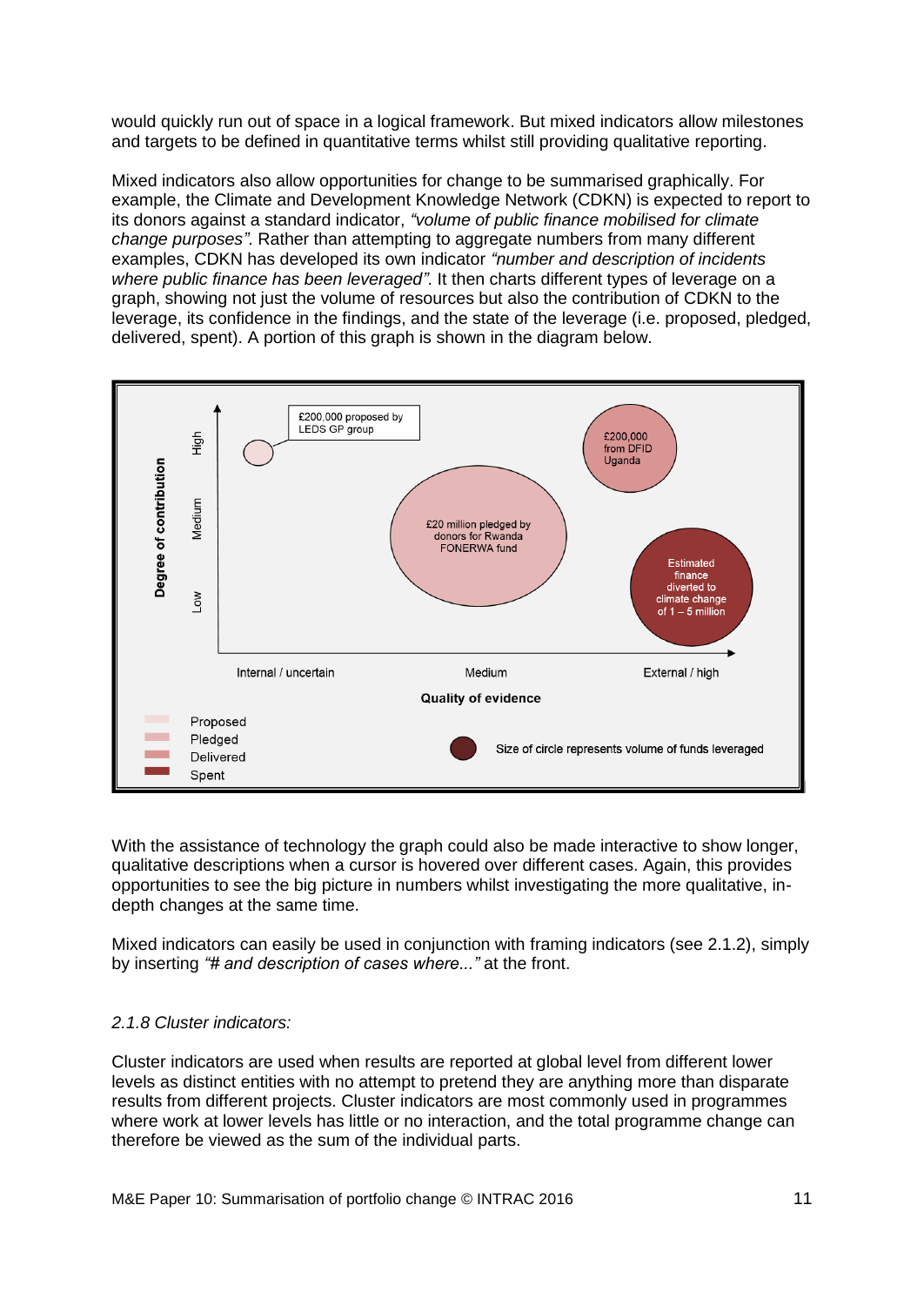would quickly run out of space in a logical framework. But mixed indicators allow milestones and targets to be defined in quantitative terms whilst still providing qualitative reporting.

Mixed indicators also allow opportunities for change to be summarised graphically. For example, the Climate and Development Knowledge Network (CDKN) is expected to report to its donors against a standard indicator, *"volume of public finance mobilised for climate change purposes"*. Rather than attempting to aggregate numbers from many different examples, CDKN has developed its own indicator *"number and description of incidents where public finance has been leveraged"*. It then charts different types of leverage on a graph, showing not just the volume of resources but also the contribution of CDKN to the leverage, its confidence in the findings, and the state of the leverage (i.e. proposed, pledged, delivered, spent). A portion of this graph is shown in the diagram below.

With the assistance of technology the graph could also be made interactive to show longer, qualitative descriptions when a cursor is hovered over different cases. Again, this provides opportunities to see the big picture in numbers whilst investigating the more qualitative, in-depth changes at the same time.

Mixed indicators can easily be used in conjunction with framing indicators (see 2.1.2), simply by inserting *"# and description of cases where..."* at the front.

*2.1.8 Cluster indicators:*

Cluster indicators are used when results are reported at global level from different lower levels as distinct entities with no attempt to pretend they are anything more than disparate results from different projects. Cluster indicators are most commonly used in programmes where work at lower levels has little or no interaction, and the total programme change can therefore be viewed as the sum of the individual parts.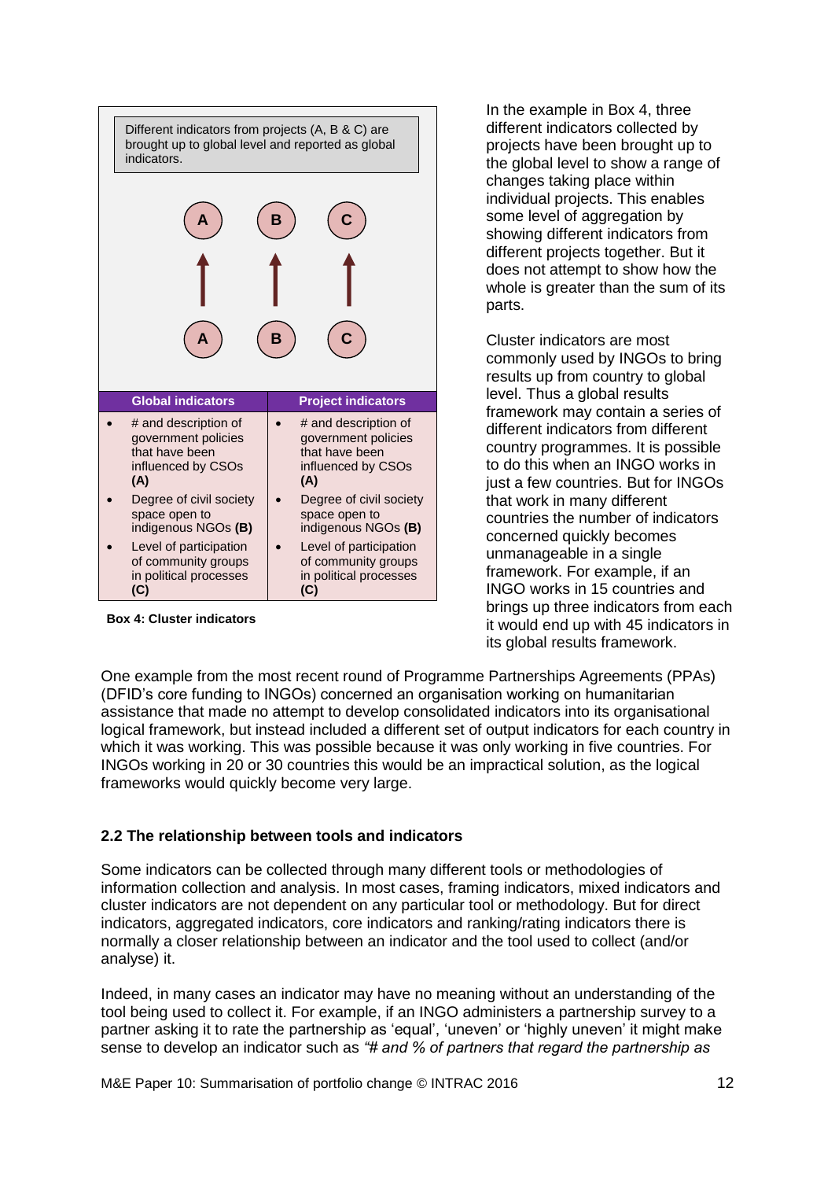Different indicators from projects (A, B & C) are brought up to global level and reported as global indicators.

| Global indicators | Project indicators |
|---|---|
| # and description of government policies that have been influenced by CSOs **(A)** | # and description of government policies that have been influenced by CSOs **(A)** |
| Degree of civil society space open to indigenous NGOs **(B)** | Degree of civil society space open to indigenous NGOs **(B)** |
| Level of participation of community groups in political processes **(C)** | Level of participation of community groups in political processes **(C)** |

**Box 4: Cluster indicators**

In the example in Box 4, three different indicators collected by projects have been brought up to the global level to show a range of changes taking place within individual projects. This enables some level of aggregation by showing different indicators from different projects together. But it does not attempt to show how the whole is greater than the sum of its parts.

Cluster indicators are most commonly used by INGOs to bring results up from country to global level. Thus a global results framework may contain a series of different indicators from different country programmes. It is possible to do this when an INGO works in just a few countries. But for INGOs that work in many different countries the number of indicators concerned quickly becomes unmanageable in a single framework. For example, if an INGO works in 15 countries and brings up three indicators from each it would end up with 45 indicators in its global results framework.

One example from the most recent round of Programme Partnerships Agreements (PPAs) (DFID's core funding to INGOs) concerned an organisation working on humanitarian assistance that made no attempt to develop consolidated indicators into its organisational logical framework, but instead included a different set of output indicators for each country in which it was working. This was possible because it was only working in five countries. For INGOs working in 20 or 30 countries this would be an impractical solution, as the logical frameworks would quickly become very large.

### 2.2 The relationship between tools and indicators

Some indicators can be collected through many different tools or methodologies of information collection and analysis. In most cases, framing indicators, mixed indicators and cluster indicators are not dependent on any particular tool or methodology. But for direct indicators, aggregated indicators, core indicators and ranking/rating indicators there is normally a closer relationship between an indicator and the tool used to collect (and/or analyse) it.

Indeed, in many cases an indicator may have no meaning without an understanding of the tool being used to collect it. For example, if an INGO administers a partnership survey to a partner asking it to rate the partnership as 'equal', 'uneven' or 'highly uneven' it might make sense to develop an indicator such as *"# and % of partners that regard the partnership as*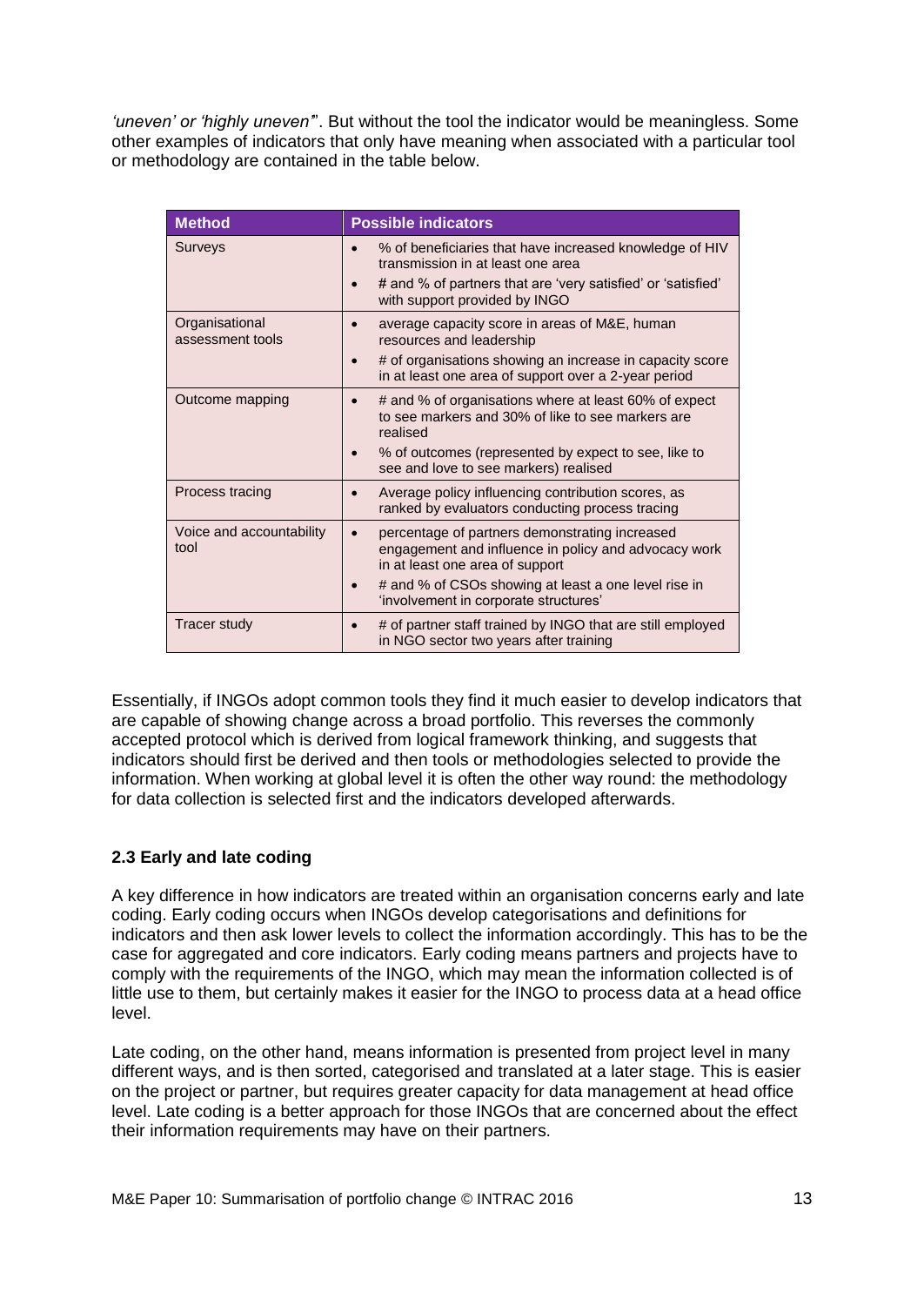*'uneven' or 'highly uneven*". But without the tool the indicator would be meaningless. Some other examples of indicators that only have meaning when associated with a particular tool or methodology are contained in the table below.

| Method | Possible indicators |
|---|---|
| Surveys | • % of beneficiaries that have increased knowledge of HIV transmission in at least one area<br>• # and % of partners that are 'very satisfied' or 'satisfied' with support provided by INGO |
| Organisational assessment tools | • average capacity score in areas of M&E, human resources and leadership<br>• # of organisations showing an increase in capacity score in at least one area of support over a 2-year period |
| Outcome mapping | • # and % of organisations where at least 60% of expect to see markers and 30% of like to see markers are realised<br>• % of outcomes (represented by expect to see, like to see and love to see markers) realised |
| Process tracing | • Average policy influencing contribution scores, as ranked by evaluators conducting process tracing |
| Voice and accountability tool | • percentage of partners demonstrating increased engagement and influence in policy and advocacy work in at least one area of support<br>• # and % of CSOs showing at least a one level rise in 'involvement in corporate structures' |
| Tracer study | • # of partner staff trained by INGO that are still employed in NGO sector two years after training |

Essentially, if INGOs adopt common tools they find it much easier to develop indicators that are capable of showing change across a broad portfolio. This reverses the commonly accepted protocol which is derived from logical framework thinking, and suggests that indicators should first be derived and then tools or methodologies selected to provide the information. When working at global level it is often the other way round: the methodology for data collection is selected first and the indicators developed afterwards.

### 2.3 Early and late coding

A key difference in how indicators are treated within an organisation concerns early and late coding. Early coding occurs when INGOs develop categorisations and definitions for indicators and then ask lower levels to collect the information accordingly. This has to be the case for aggregated and core indicators. Early coding means partners and projects have to comply with the requirements of the INGO, which may mean the information collected is of little use to them, but certainly makes it easier for the INGO to process data at a head office level.

Late coding, on the other hand, means information is presented from project level in many different ways, and is then sorted, categorised and translated at a later stage. This is easier on the project or partner, but requires greater capacity for data management at head office level. Late coding is a better approach for those INGOs that are concerned about the effect their information requirements may have on their partners.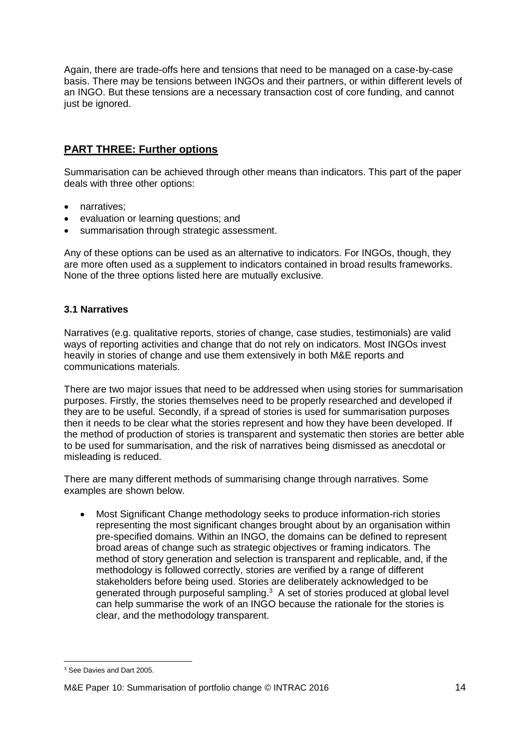Again, there are trade-offs here and tensions that need to be managed on a case-by-case basis. There may be tensions between INGOs and their partners, or within different levels of an INGO. But these tensions are a necessary transaction cost of core funding, and cannot just be ignored.

## PART THREE: Further options

Summarisation can be achieved through other means than indicators. This part of the paper deals with three other options:

- narratives;
- evaluation or learning questions; and
- summarisation through strategic assessment.

Any of these options can be used as an alternative to indicators. For INGOs, though, they are more often used as a supplement to indicators contained in broad results frameworks. None of the three options listed here are mutually exclusive.

### 3.1 Narratives

Narratives (e.g. qualitative reports, stories of change, case studies, testimonials) are valid ways of reporting activities and change that do not rely on indicators. Most INGOs invest heavily in stories of change and use them extensively in both M&E reports and communications materials.

There are two major issues that need to be addressed when using stories for summarisation purposes. Firstly, the stories themselves need to be properly researched and developed if they are to be useful. Secondly, if a spread of stories is used for summarisation purposes then it needs to be clear what the stories represent and how they have been developed. If the method of production of stories is transparent and systematic then stories are better able to be used for summarisation, and the risk of narratives being dismissed as anecdotal or misleading is reduced.

There are many different methods of summarising change through narratives. Some examples are shown below.

- Most Significant Change methodology seeks to produce information-rich stories representing the most significant changes brought about by an organisation within pre-specified domains. Within an INGO, the domains can be defined to represent broad areas of change such as strategic objectives or framing indicators. The method of story generation and selection is transparent and replicable, and, if the methodology is followed correctly, stories are verified by a range of different stakeholders before being used. Stories are deliberately acknowledged to be generated through purposeful sampling.[3] A set of stories produced at global level can help summarise the work of an INGO because the rationale for the stories is clear, and the methodology transparent.

[3] See Davies and Dart 2005.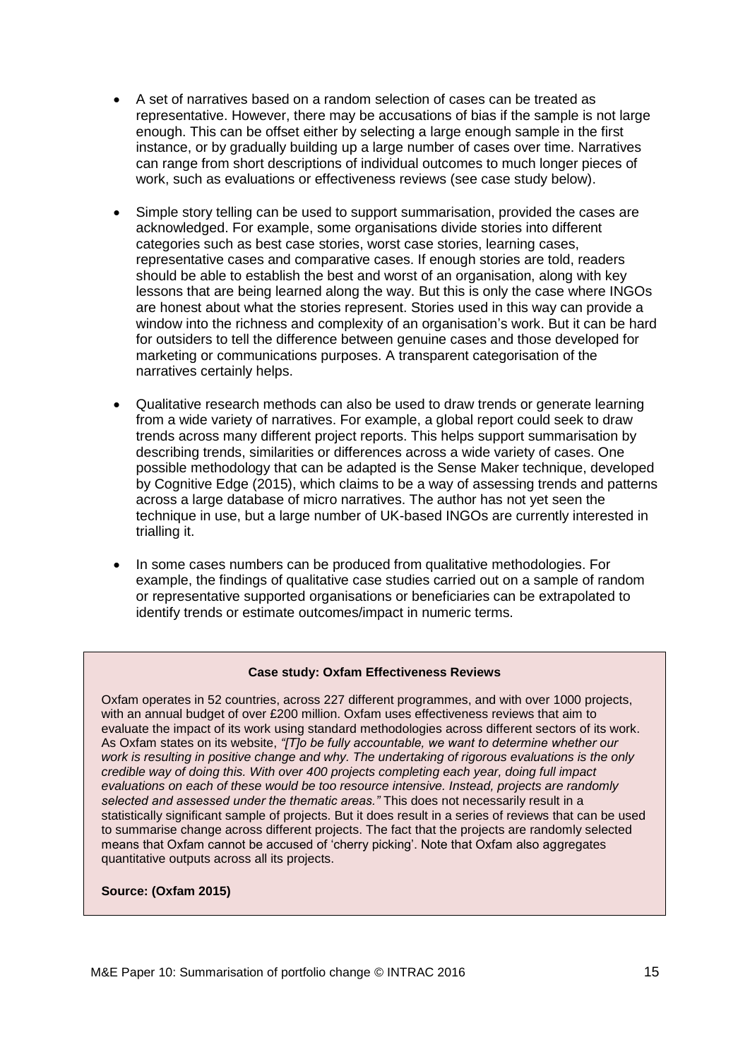- A set of narratives based on a random selection of cases can be treated as representative. However, there may be accusations of bias if the sample is not large enough. This can be offset either by selecting a large enough sample in the first instance, or by gradually building up a large number of cases over time. Narratives can range from short descriptions of individual outcomes to much longer pieces of work, such as evaluations or effectiveness reviews (see case study below).

- Simple story telling can be used to support summarisation, provided the cases are acknowledged. For example, some organisations divide stories into different categories such as best case stories, worst case stories, learning cases, representative cases and comparative cases. If enough stories are told, readers should be able to establish the best and worst of an organisation, along with key lessons that are being learned along the way. But this is only the case where INGOs are honest about what the stories represent. Stories used in this way can provide a window into the richness and complexity of an organisation's work. But it can be hard for outsiders to tell the difference between genuine cases and those developed for marketing or communications purposes. A transparent categorisation of the narratives certainly helps.

- Qualitative research methods can also be used to draw trends or generate learning from a wide variety of narratives. For example, a global report could seek to draw trends across many different project reports. This helps support summarisation by describing trends, similarities or differences across a wide variety of cases. One possible methodology that can be adapted is the Sense Maker technique, developed by Cognitive Edge (2015), which claims to be a way of assessing trends and patterns across a large database of micro narratives. The author has not yet seen the technique in use, but a large number of UK-based INGOs are currently interested in trialling it.

- In some cases numbers can be produced from qualitative methodologies. For example, the findings of qualitative case studies carried out on a sample of random or representative supported organisations or beneficiaries can be extrapolated to identify trends or estimate outcomes/impact in numeric terms.

**Case study: Oxfam Effectiveness Reviews**

Oxfam operates in 52 countries, across 227 different programmes, and with over 1000 projects, with an annual budget of over £200 million. Oxfam uses effectiveness reviews that aim to evaluate the impact of its work using standard methodologies across different sectors of its work. As Oxfam states on its website, *"[T]o be fully accountable, we want to determine whether our work is resulting in positive change and why. The undertaking of rigorous evaluations is the only credible way of doing this. With over 400 projects completing each year, doing full impact evaluations on each of these would be too resource intensive. Instead, projects are randomly selected and assessed under the thematic areas."* This does not necessarily result in a statistically significant sample of projects. But it does result in a series of reviews that can be used to summarise change across different projects. The fact that the projects are randomly selected means that Oxfam cannot be accused of 'cherry picking'. Note that Oxfam also aggregates quantitative outputs across all its projects.

**Source: (Oxfam 2015)**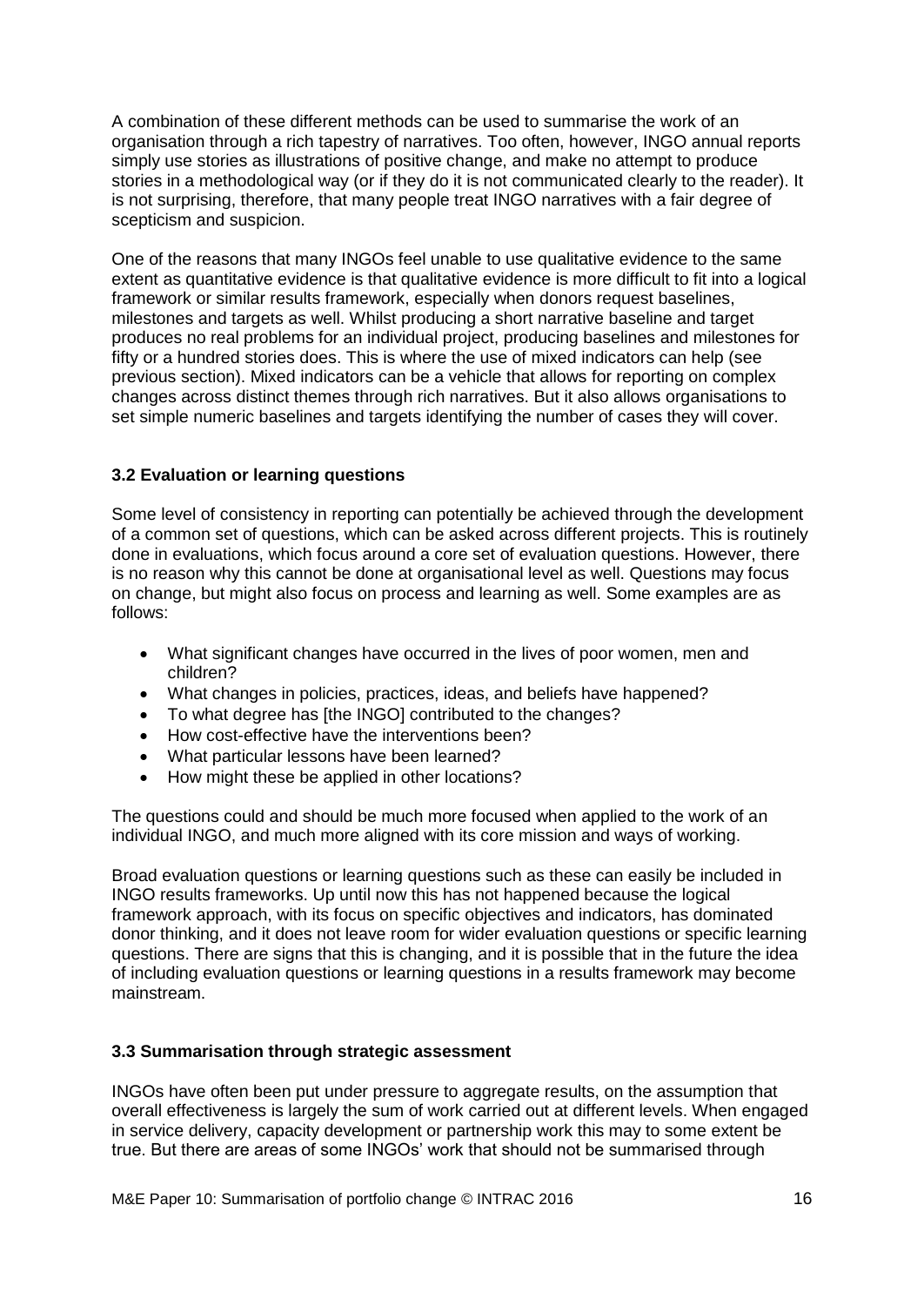A combination of these different methods can be used to summarise the work of an organisation through a rich tapestry of narratives. Too often, however, INGO annual reports simply use stories as illustrations of positive change, and make no attempt to produce stories in a methodological way (or if they do it is not communicated clearly to the reader). It is not surprising, therefore, that many people treat INGO narratives with a fair degree of scepticism and suspicion.

One of the reasons that many INGOs feel unable to use qualitative evidence to the same extent as quantitative evidence is that qualitative evidence is more difficult to fit into a logical framework or similar results framework, especially when donors request baselines, milestones and targets as well. Whilst producing a short narrative baseline and target produces no real problems for an individual project, producing baselines and milestones for fifty or a hundred stories does. This is where the use of mixed indicators can help (see previous section). Mixed indicators can be a vehicle that allows for reporting on complex changes across distinct themes through rich narratives. But it also allows organisations to set simple numeric baselines and targets identifying the number of cases they will cover.

### 3.2 Evaluation or learning questions

Some level of consistency in reporting can potentially be achieved through the development of a common set of questions, which can be asked across different projects. This is routinely done in evaluations, which focus around a core set of evaluation questions. However, there is no reason why this cannot be done at organisational level as well. Questions may focus on change, but might also focus on process and learning as well. Some examples are as follows:

- What significant changes have occurred in the lives of poor women, men and children?
- What changes in policies, practices, ideas, and beliefs have happened?
- To what degree has [the INGO] contributed to the changes?
- How cost-effective have the interventions been?
- What particular lessons have been learned?
- How might these be applied in other locations?

The questions could and should be much more focused when applied to the work of an individual INGO, and much more aligned with its core mission and ways of working.

Broad evaluation questions or learning questions such as these can easily be included in INGO results frameworks. Up until now this has not happened because the logical framework approach, with its focus on specific objectives and indicators, has dominated donor thinking, and it does not leave room for wider evaluation questions or specific learning questions. There are signs that this is changing, and it is possible that in the future the idea of including evaluation questions or learning questions in a results framework may become mainstream.

### 3.3 Summarisation through strategic assessment

INGOs have often been put under pressure to aggregate results, on the assumption that overall effectiveness is largely the sum of work carried out at different levels. When engaged in service delivery, capacity development or partnership work this may to some extent be true. But there are areas of some INGOs' work that should not be summarised through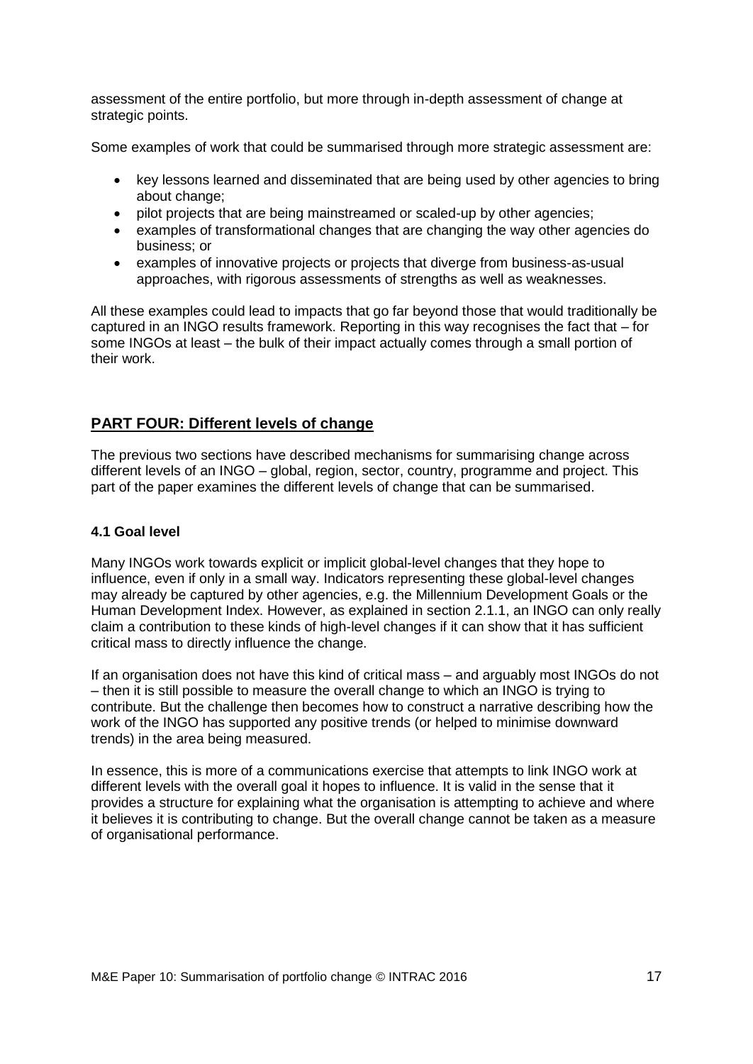assessment of the entire portfolio, but more through in-depth assessment of change at strategic points.

Some examples of work that could be summarised through more strategic assessment are:

- key lessons learned and disseminated that are being used by other agencies to bring about change;
- pilot projects that are being mainstreamed or scaled-up by other agencies;
- examples of transformational changes that are changing the way other agencies do business; or
- examples of innovative projects or projects that diverge from business-as-usual approaches, with rigorous assessments of strengths as well as weaknesses.

All these examples could lead to impacts that go far beyond those that would traditionally be captured in an INGO results framework. Reporting in this way recognises the fact that – for some INGOs at least – the bulk of their impact actually comes through a small portion of their work.

## PART FOUR: Different levels of change

The previous two sections have described mechanisms for summarising change across different levels of an INGO – global, region, sector, country, programme and project. This part of the paper examines the different levels of change that can be summarised.

### 4.1 Goal level

Many INGOs work towards explicit or implicit global-level changes that they hope to influence, even if only in a small way. Indicators representing these global-level changes may already be captured by other agencies, e.g. the Millennium Development Goals or the Human Development Index. However, as explained in section 2.1.1, an INGO can only really claim a contribution to these kinds of high-level changes if it can show that it has sufficient critical mass to directly influence the change.

If an organisation does not have this kind of critical mass – and arguably most INGOs do not – then it is still possible to measure the overall change to which an INGO is trying to contribute. But the challenge then becomes how to construct a narrative describing how the work of the INGO has supported any positive trends (or helped to minimise downward trends) in the area being measured.

In essence, this is more of a communications exercise that attempts to link INGO work at different levels with the overall goal it hopes to influence. It is valid in the sense that it provides a structure for explaining what the organisation is attempting to achieve and where it believes it is contributing to change. But the overall change cannot be taken as a measure of organisational performance.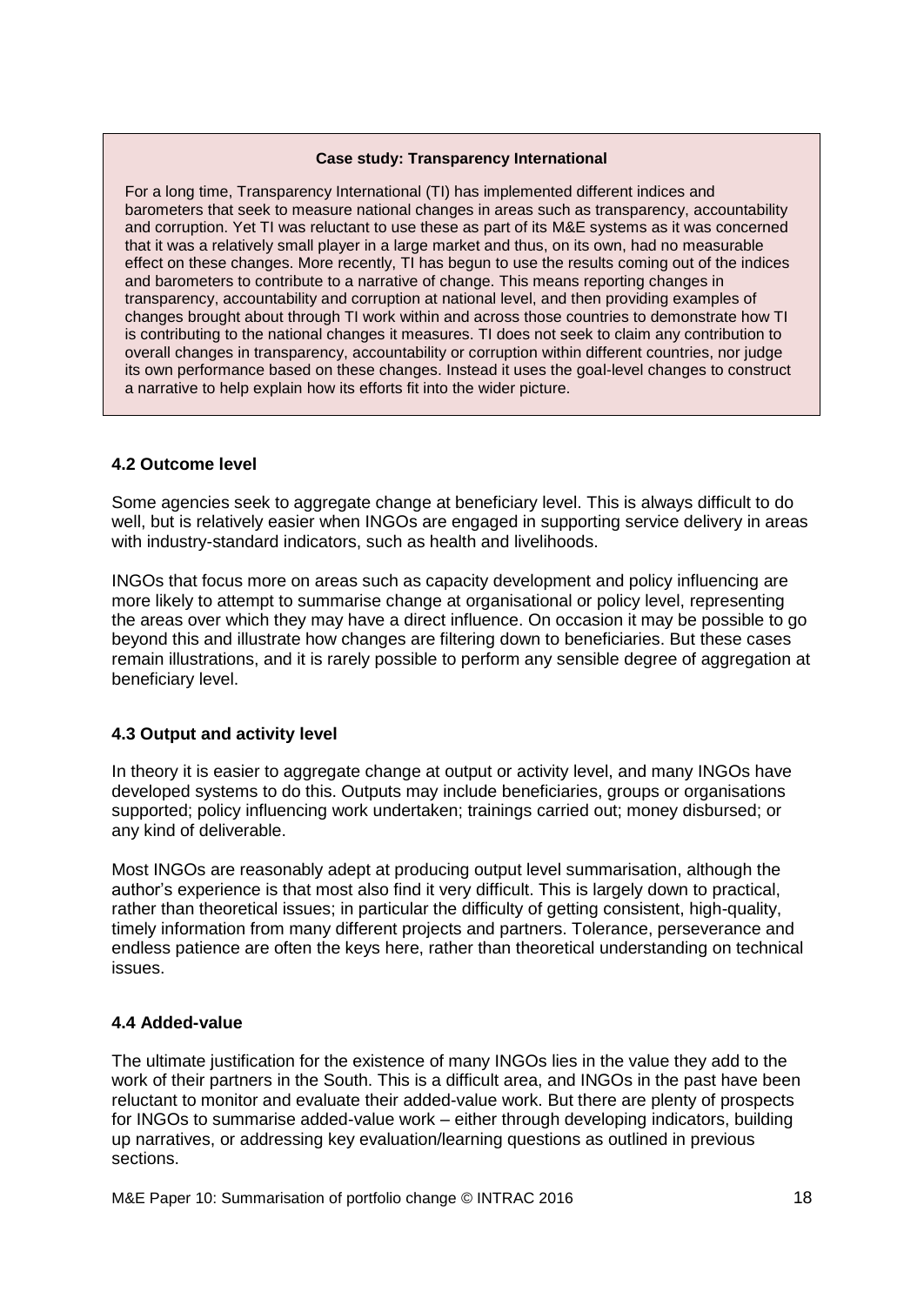**Case study: Transparency International**

For a long time, Transparency International (TI) has implemented different indices and barometers that seek to measure national changes in areas such as transparency, accountability and corruption. Yet TI was reluctant to use these as part of its M&E systems as it was concerned that it was a relatively small player in a large market and thus, on its own, had no measurable effect on these changes. More recently, TI has begun to use the results coming out of the indices and barometers to contribute to a narrative of change. This means reporting changes in transparency, accountability and corruption at national level, and then providing examples of changes brought about through TI work within and across those countries to demonstrate how TI is contributing to the national changes it measures. TI does not seek to claim any contribution to overall changes in transparency, accountability or corruption within different countries, nor judge its own performance based on these changes. Instead it uses the goal-level changes to construct a narrative to help explain how its efforts fit into the wider picture.

### 4.2 Outcome level

Some agencies seek to aggregate change at beneficiary level. This is always difficult to do well, but is relatively easier when INGOs are engaged in supporting service delivery in areas with industry-standard indicators, such as health and livelihoods.

INGOs that focus more on areas such as capacity development and policy influencing are more likely to attempt to summarise change at organisational or policy level, representing the areas over which they may have a direct influence. On occasion it may be possible to go beyond this and illustrate how changes are filtering down to beneficiaries. But these cases remain illustrations, and it is rarely possible to perform any sensible degree of aggregation at beneficiary level.

### 4.3 Output and activity level

In theory it is easier to aggregate change at output or activity level, and many INGOs have developed systems to do this. Outputs may include beneficiaries, groups or organisations supported; policy influencing work undertaken; trainings carried out; money disbursed; or any kind of deliverable.

Most INGOs are reasonably adept at producing output level summarisation, although the author's experience is that most also find it very difficult. This is largely down to practical, rather than theoretical issues; in particular the difficulty of getting consistent, high-quality, timely information from many different projects and partners. Tolerance, perseverance and endless patience are often the keys here, rather than theoretical understanding on technical issues.

### 4.4 Added-value

The ultimate justification for the existence of many INGOs lies in the value they add to the work of their partners in the South. This is a difficult area, and INGOs in the past have been reluctant to monitor and evaluate their added-value work. But there are plenty of prospects for INGOs to summarise added-value work – either through developing indicators, building up narratives, or addressing key evaluation/learning questions as outlined in previous sections.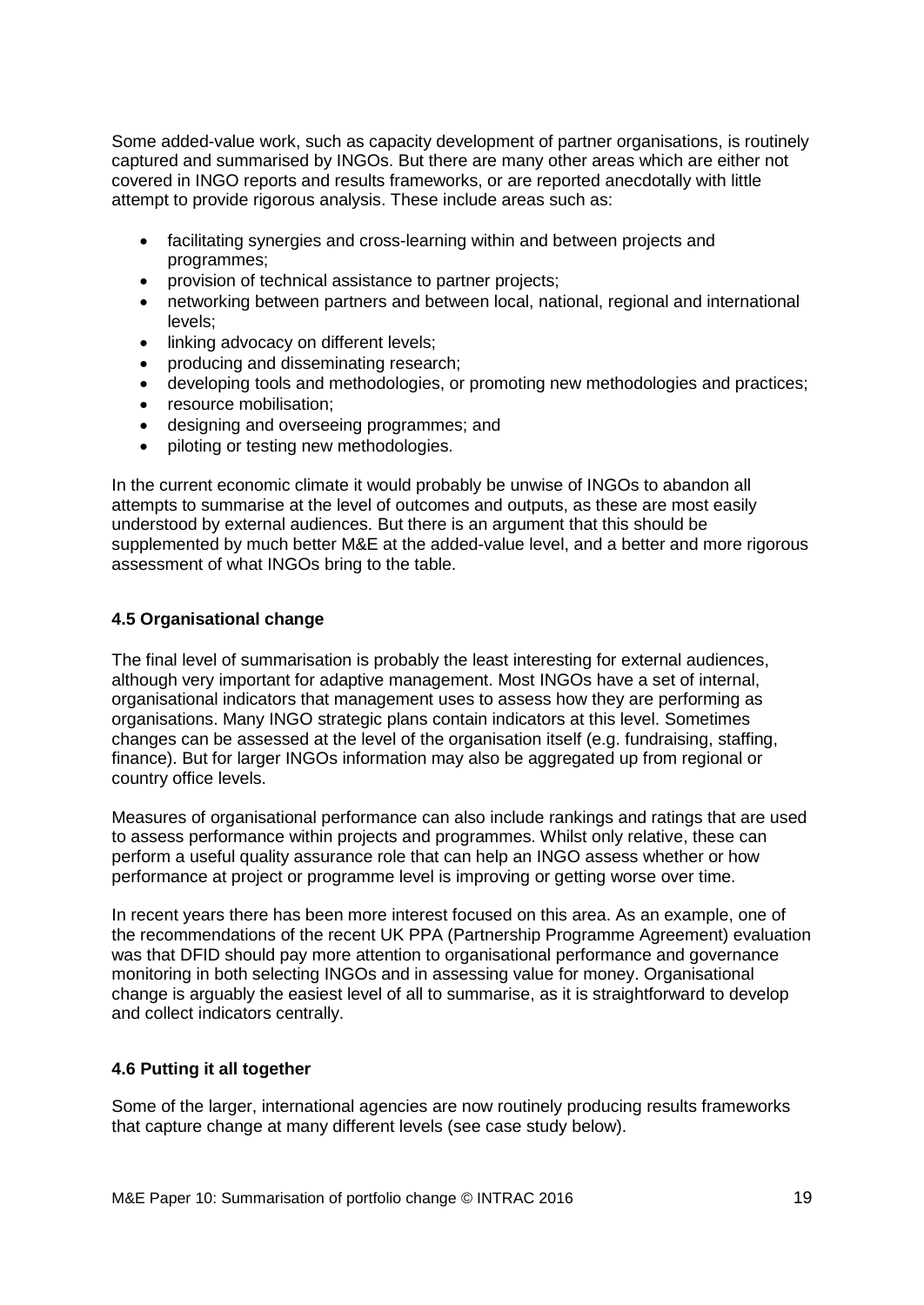Some added-value work, such as capacity development of partner organisations, is routinely captured and summarised by INGOs. But there are many other areas which are either not covered in INGO reports and results frameworks, or are reported anecdotally with little attempt to provide rigorous analysis. These include areas such as:

- facilitating synergies and cross-learning within and between projects and programmes;
- provision of technical assistance to partner projects;
- networking between partners and between local, national, regional and international levels;
- linking advocacy on different levels;
- producing and disseminating research;
- developing tools and methodologies, or promoting new methodologies and practices;
- resource mobilisation;
- designing and overseeing programmes; and
- piloting or testing new methodologies.

In the current economic climate it would probably be unwise of INGOs to abandon all attempts to summarise at the level of outcomes and outputs, as these are most easily understood by external audiences. But there is an argument that this should be supplemented by much better M&E at the added-value level, and a better and more rigorous assessment of what INGOs bring to the table.

### 4.5 Organisational change

The final level of summarisation is probably the least interesting for external audiences, although very important for adaptive management. Most INGOs have a set of internal, organisational indicators that management uses to assess how they are performing as organisations. Many INGO strategic plans contain indicators at this level. Sometimes changes can be assessed at the level of the organisation itself (e.g. fundraising, staffing, finance). But for larger INGOs information may also be aggregated up from regional or country office levels.

Measures of organisational performance can also include rankings and ratings that are used to assess performance within projects and programmes. Whilst only relative, these can perform a useful quality assurance role that can help an INGO assess whether or how performance at project or programme level is improving or getting worse over time.

In recent years there has been more interest focused on this area. As an example, one of the recommendations of the recent UK PPA (Partnership Programme Agreement) evaluation was that DFID should pay more attention to organisational performance and governance monitoring in both selecting INGOs and in assessing value for money. Organisational change is arguably the easiest level of all to summarise, as it is straightforward to develop and collect indicators centrally.

### 4.6 Putting it all together

Some of the larger, international agencies are now routinely producing results frameworks that capture change at many different levels (see case study below).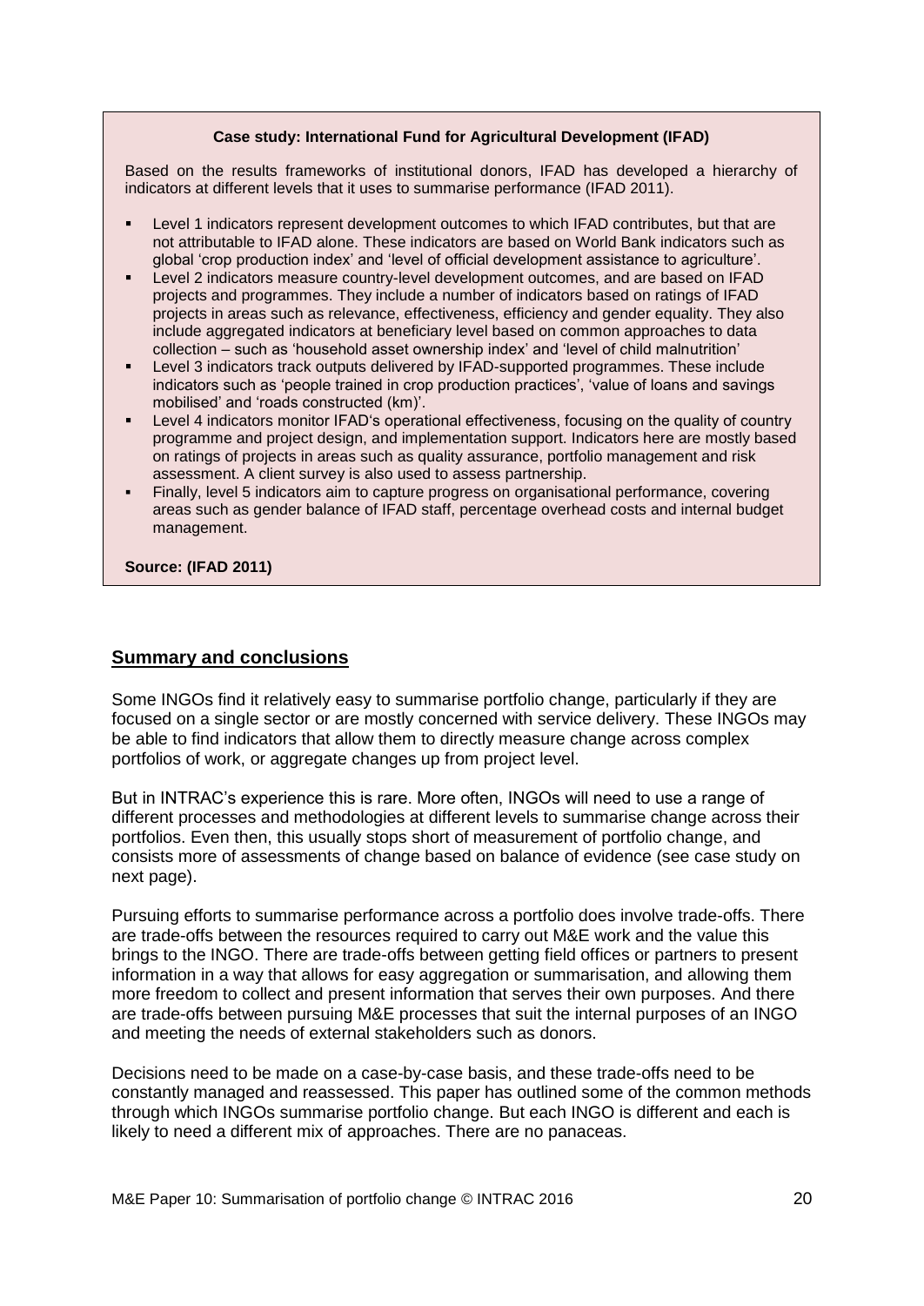**Case study: International Fund for Agricultural Development (IFAD)**

Based on the results frameworks of institutional donors, IFAD has developed a hierarchy of indicators at different levels that it uses to summarise performance (IFAD 2011).

- Level 1 indicators represent development outcomes to which IFAD contributes, but that are not attributable to IFAD alone. These indicators are based on World Bank indicators such as global 'crop production index' and 'level of official development assistance to agriculture'.
- Level 2 indicators measure country-level development outcomes, and are based on IFAD projects and programmes. They include a number of indicators based on ratings of IFAD projects in areas such as relevance, effectiveness, efficiency and gender equality. They also include aggregated indicators at beneficiary level based on common approaches to data collection – such as 'household asset ownership index' and 'level of child malnutrition'
- Level 3 indicators track outputs delivered by IFAD-supported programmes. These include indicators such as 'people trained in crop production practices', 'value of loans and savings mobilised' and 'roads constructed (km)'.
- Level 4 indicators monitor IFAD's operational effectiveness, focusing on the quality of country programme and project design, and implementation support. Indicators here are mostly based on ratings of projects in areas such as quality assurance, portfolio management and risk assessment. A client survey is also used to assess partnership.
- Finally, level 5 indicators aim to capture progress on organisational performance, covering areas such as gender balance of IFAD staff, percentage overhead costs and internal budget management.

**Source: (IFAD 2011)**

## Summary and conclusions

Some INGOs find it relatively easy to summarise portfolio change, particularly if they are focused on a single sector or are mostly concerned with service delivery. These INGOs may be able to find indicators that allow them to directly measure change across complex portfolios of work, or aggregate changes up from project level.

But in INTRAC's experience this is rare. More often, INGOs will need to use a range of different processes and methodologies at different levels to summarise change across their portfolios. Even then, this usually stops short of measurement of portfolio change, and consists more of assessments of change based on balance of evidence (see case study on next page).

Pursuing efforts to summarise performance across a portfolio does involve trade-offs. There are trade-offs between the resources required to carry out M&E work and the value this brings to the INGO. There are trade-offs between getting field offices or partners to present information in a way that allows for easy aggregation or summarisation, and allowing them more freedom to collect and present information that serves their own purposes. And there are trade-offs between pursuing M&E processes that suit the internal purposes of an INGO and meeting the needs of external stakeholders such as donors.

Decisions need to be made on a case-by-case basis, and these trade-offs need to be constantly managed and reassessed. This paper has outlined some of the common methods through which INGOs summarise portfolio change. But each INGO is different and each is likely to need a different mix of approaches. There are no panaceas.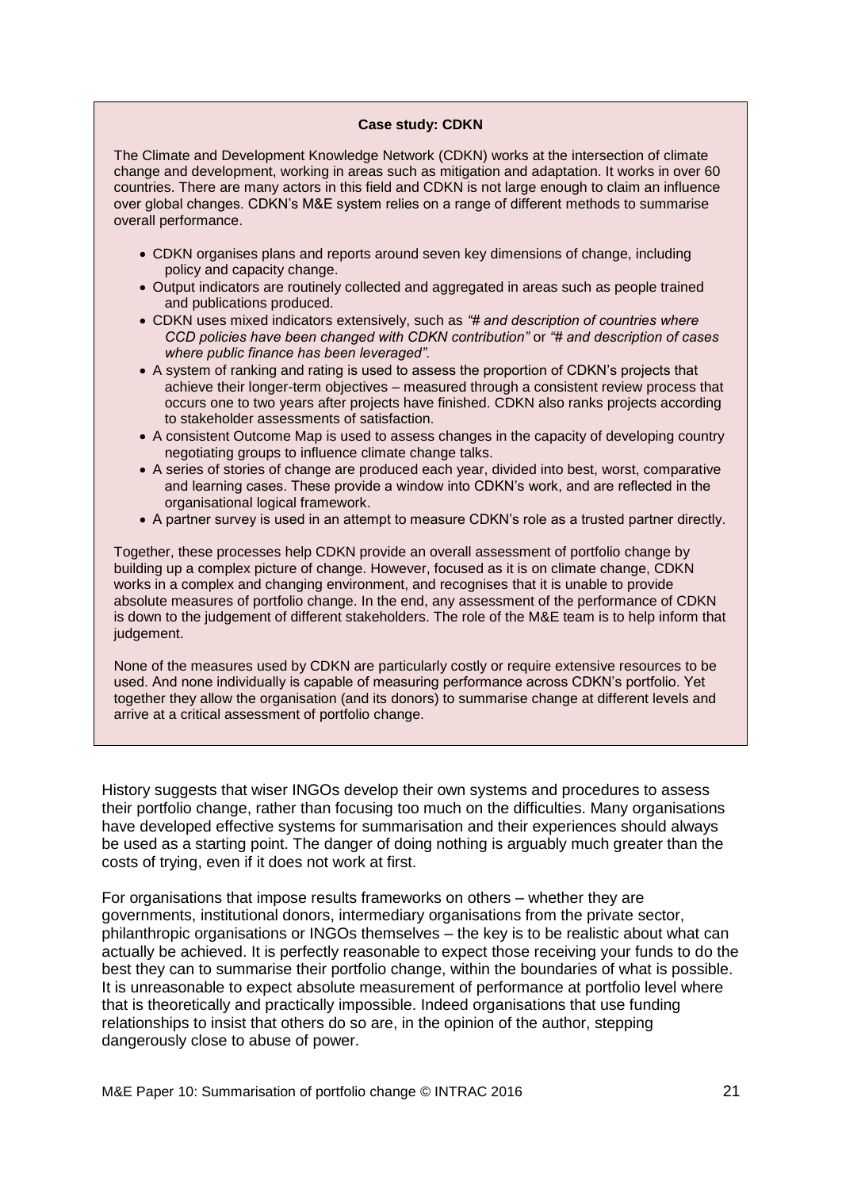**Case study: CDKN**

The Climate and Development Knowledge Network (CDKN) works at the intersection of climate change and development, working in areas such as mitigation and adaptation. It works in over 60 countries. There are many actors in this field and CDKN is not large enough to claim an influence over global changes. CDKN's M&E system relies on a range of different methods to summarise overall performance.

- CDKN organises plans and reports around seven key dimensions of change, including policy and capacity change.
- Output indicators are routinely collected and aggregated in areas such as people trained and publications produced.
- CDKN uses mixed indicators extensively, such as *"# and description of countries where CCD policies have been changed with CDKN contribution"* or *"# and description of cases where public finance has been leveraged".*
- A system of ranking and rating is used to assess the proportion of CDKN's projects that achieve their longer-term objectives – measured through a consistent review process that occurs one to two years after projects have finished. CDKN also ranks projects according to stakeholder assessments of satisfaction.
- A consistent Outcome Map is used to assess changes in the capacity of developing country negotiating groups to influence climate change talks.
- A series of stories of change are produced each year, divided into best, worst, comparative and learning cases. These provide a window into CDKN's work, and are reflected in the organisational logical framework.
- A partner survey is used in an attempt to measure CDKN's role as a trusted partner directly.

Together, these processes help CDKN provide an overall assessment of portfolio change by building up a complex picture of change. However, focused as it is on climate change, CDKN works in a complex and changing environment, and recognises that it is unable to provide absolute measures of portfolio change. In the end, any assessment of the performance of CDKN is down to the judgement of different stakeholders. The role of the M&E team is to help inform that judgement.

None of the measures used by CDKN are particularly costly or require extensive resources to be used. And none individually is capable of measuring performance across CDKN's portfolio. Yet together they allow the organisation (and its donors) to summarise change at different levels and arrive at a critical assessment of portfolio change.

History suggests that wiser INGOs develop their own systems and procedures to assess their portfolio change, rather than focusing too much on the difficulties. Many organisations have developed effective systems for summarisation and their experiences should always be used as a starting point. The danger of doing nothing is arguably much greater than the costs of trying, even if it does not work at first.

For organisations that impose results frameworks on others – whether they are governments, institutional donors, intermediary organisations from the private sector, philanthropic organisations or INGOs themselves – the key is to be realistic about what can actually be achieved. It is perfectly reasonable to expect those receiving your funds to do the best they can to summarise their portfolio change, within the boundaries of what is possible. It is unreasonable to expect absolute measurement of performance at portfolio level where that is theoretically and practically impossible. Indeed organisations that use funding relationships to insist that others do so are, in the opinion of the author, stepping dangerously close to abuse of power.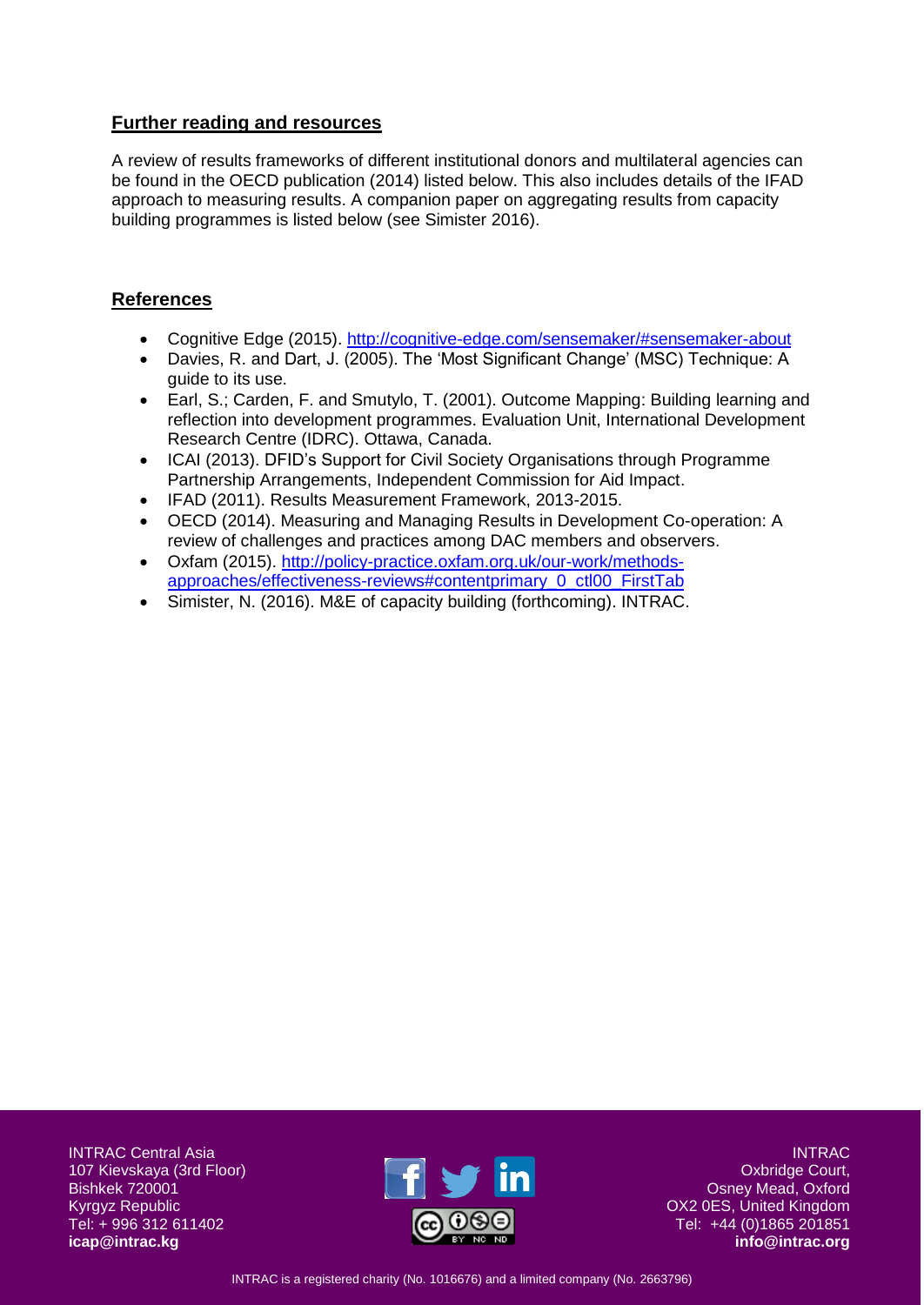## Further reading and resources

A review of results frameworks of different institutional donors and multilateral agencies can be found in the OECD publication (2014) listed below. This also includes details of the IFAD approach to measuring results. A companion paper on aggregating results from capacity building programmes is listed below (see Simister 2016).

## References

- Cognitive Edge (2015). http://cognitive-edge.com/sensemaker/#sensemaker-about
- Davies, R. and Dart, J. (2005). The 'Most Significant Change' (MSC) Technique: A guide to its use.
- Earl, S.; Carden, F. and Smutylo, T. (2001). Outcome Mapping: Building learning and reflection into development programmes. Evaluation Unit, International Development Research Centre (IDRC). Ottawa, Canada.
- ICAI (2013). DFID's Support for Civil Society Organisations through Programme Partnership Arrangements, Independent Commission for Aid Impact.
- IFAD (2011). Results Measurement Framework, 2013-2015.
- OECD (2014). Measuring and Managing Results in Development Co-operation: A review of challenges and practices among DAC members and observers.
- Oxfam (2015). http://policy-practice.oxfam.org.uk/our-work/methods-approaches/effectiveness-reviews#contentprimary_0_ctl00_FirstTab
- Simister, N. (2016). M&E of capacity building (forthcoming). INTRAC.

INTRAC Central Asia
107 Kievskaya (3rd Floor)
Bishkek 720001
Kyrgyz Republic
Tel: + 996 312 611402
**icap@intrac.kg**

INTRAC
Oxbridge Court,
Osney Mead, Oxford
OX2 0ES, United Kingdom
Tel: +44 (0)1865 201851
**info@intrac.org**

INTRAC is a registered charity (No. 1016676) and a limited company (No. 2663796)